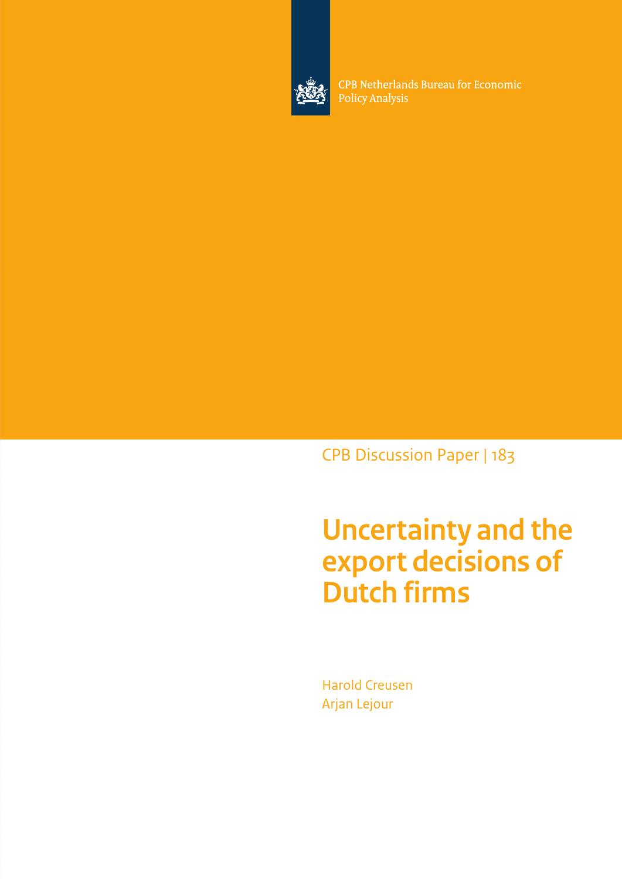CPB Netherlands Bureau for Economic Policy Analysis

CPB Discussion Paper | 183

# Uncertainty and the export decisions of Dutch firms

Harold Creusen

Arjan Lejour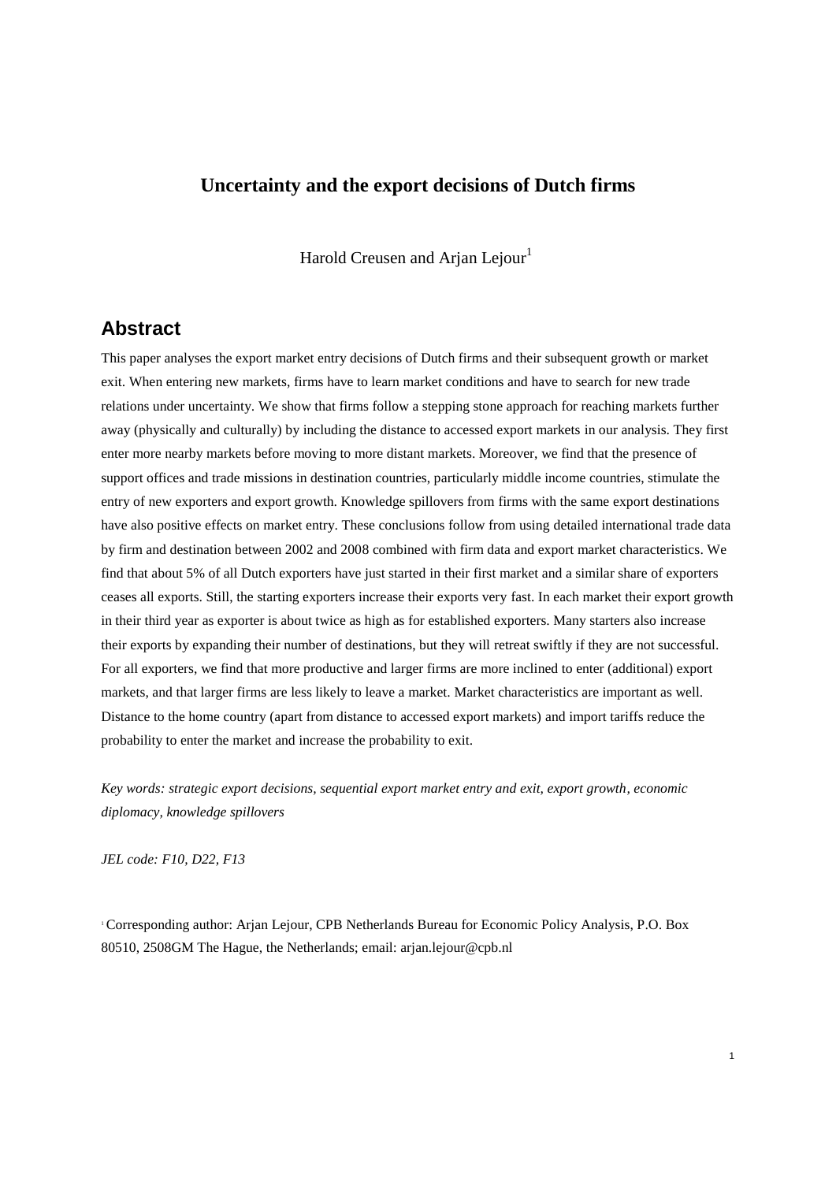# Uncertainty and the export decisions of Dutch firms

Harold Creusen and Arjan Lejour[1]

## Abstract

This paper analyses the export market entry decisions of Dutch firms and their subsequent growth or market exit. When entering new markets, firms have to learn market conditions and have to search for new trade relations under uncertainty. We show that firms follow a stepping stone approach for reaching markets further away (physically and culturally) by including the distance to accessed export markets in our analysis. They first enter more nearby markets before moving to more distant markets. Moreover, we find that the presence of support offices and trade missions in destination countries, particularly middle income countries, stimulate the entry of new exporters and export growth. Knowledge spillovers from firms with the same export destinations have also positive effects on market entry. These conclusions follow from using detailed international trade data by firm and destination between 2002 and 2008 combined with firm data and export market characteristics. We find that about 5% of all Dutch exporters have just started in their first market and a similar share of exporters ceases all exports. Still, the starting exporters increase their exports very fast. In each market their export growth in their third year as exporter is about twice as high as for established exporters. Many starters also increase their exports by expanding their number of destinations, but they will retreat swiftly if they are not successful. For all exporters, we find that more productive and larger firms are more inclined to enter (additional) export markets, and that larger firms are less likely to leave a market. Market characteristics are important as well. Distance to the home country (apart from distance to accessed export markets) and import tariffs reduce the probability to enter the market and increase the probability to exit.

*Key words: strategic export decisions, sequential export market entry and exit, export growth, economic diplomacy, knowledge spillovers*

*JEL code: F10, D22, F13*

[1] Corresponding author: Arjan Lejour, CPB Netherlands Bureau for Economic Policy Analysis, P.O. Box 80510, 2508GM The Hague, the Netherlands; email: arjan.lejour@cpb.nl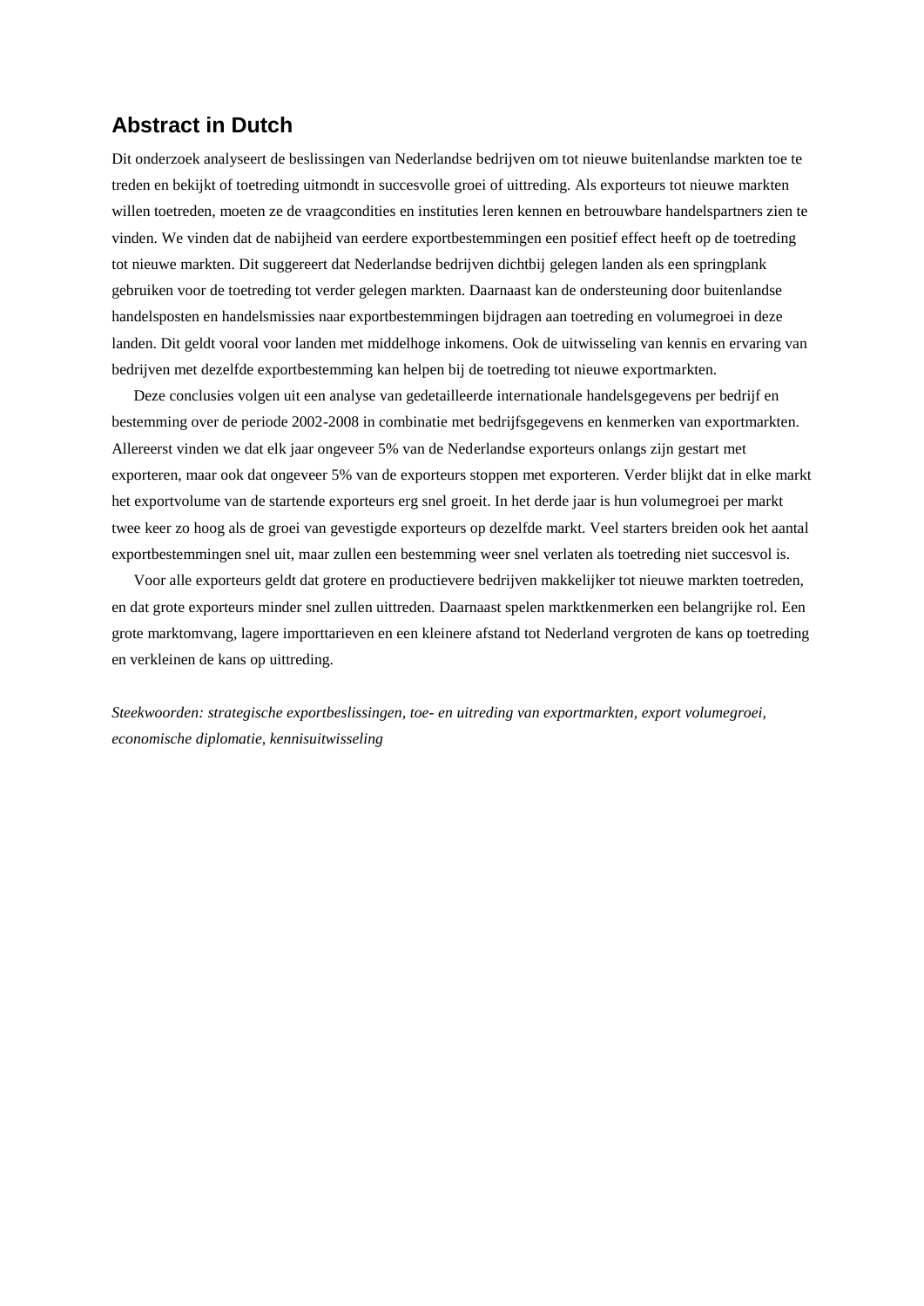## Abstract in Dutch

Dit onderzoek analyseert de beslissingen van Nederlandse bedrijven om tot nieuwe buitenlandse markten toe te treden en bekijkt of toetreding uitmondt in succesvolle groei of uittreding. Als exporteurs tot nieuwe markten willen toetreden, moeten ze de vraagcondities en instituties leren kennen en betrouwbare handelspartners zien te vinden. We vinden dat de nabijheid van eerdere exportbestemmingen een positief effect heeft op de toetreding tot nieuwe markten. Dit suggereert dat Nederlandse bedrijven dichtbij gelegen landen als een springplank gebruiken voor de toetreding tot verder gelegen markten. Daarnaast kan de ondersteuning door buitenlandse handelsposten en handelsmissies naar exportbestemmingen bijdragen aan toetreding en volumegroei in deze landen. Dit geldt vooral voor landen met middelhoge inkomens. Ook de uitwisseling van kennis en ervaring van bedrijven met dezelfde exportbestemming kan helpen bij de toetreding tot nieuwe exportmarkten.

Deze conclusies volgen uit een analyse van gedetailleerde internationale handelsgegevens per bedrijf en bestemming over de periode 2002-2008 in combinatie met bedrijfsgegevens en kenmerken van exportmarkten. Allereerst vinden we dat elk jaar ongeveer 5% van de Nederlandse exporteurs onlangs zijn gestart met exporteren, maar ook dat ongeveer 5% van de exporteurs stoppen met exporteren. Verder blijkt dat in elke markt het exportvolume van de startende exporteurs erg snel groeit. In het derde jaar is hun volumegroei per markt twee keer zo hoog als de groei van gevestigde exporteurs op dezelfde markt. Veel starters breiden ook het aantal exportbestemmingen snel uit, maar zullen een bestemming weer snel verlaten als toetreding niet succesvol is.

Voor alle exporteurs geldt dat grotere en productievere bedrijven makkelijker tot nieuwe markten toetreden, en dat grote exporteurs minder snel zullen uittreden. Daarnaast spelen marktkenmerken een belangrijke rol. Een grote marktomvang, lagere importtarieven en een kleinere afstand tot Nederland vergroten de kans op toetreding en verkleinen de kans op uittreding.

*Steekwoorden: strategische exportbeslissingen, toe- en uitreding van exportmarkten, export volumegroei, economische diplomatie, kennisuitwisseling*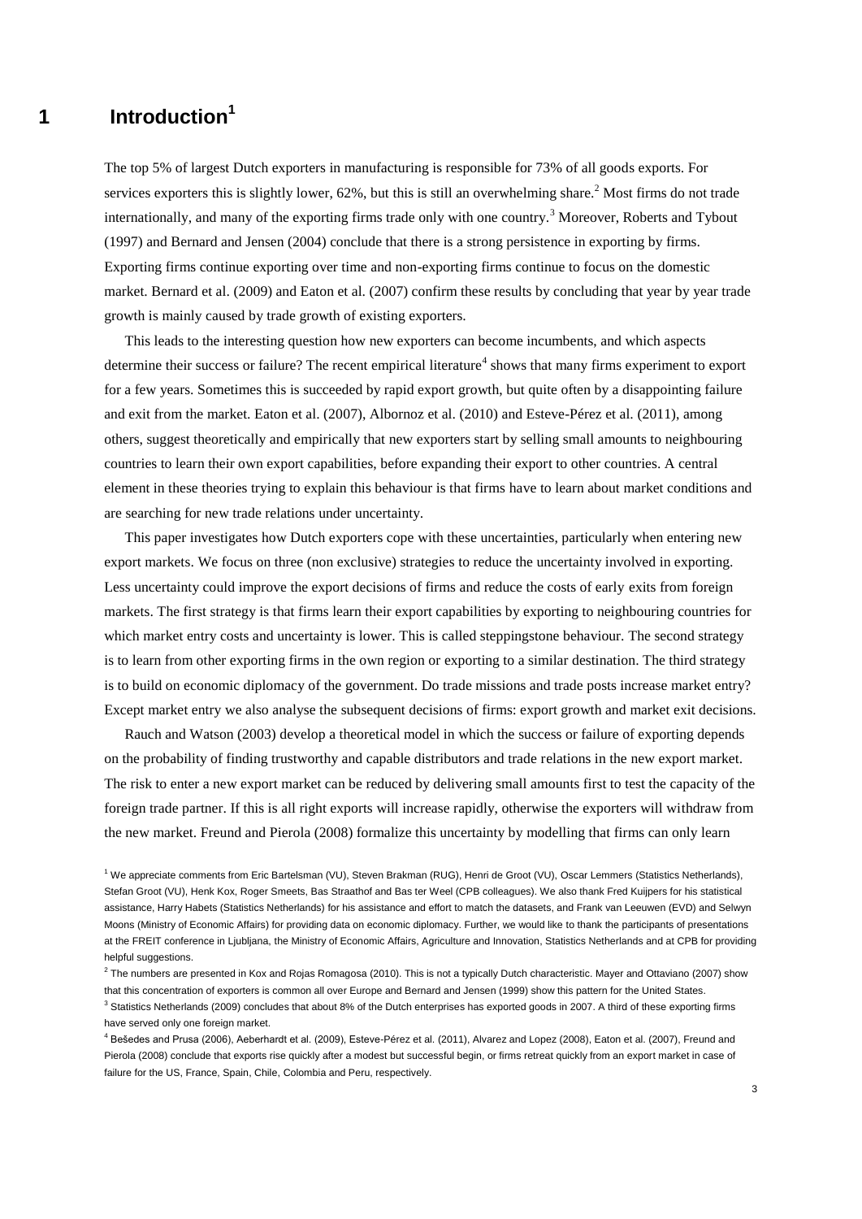# 1 Introduction[1]

The top 5% of largest Dutch exporters in manufacturing is responsible for 73% of all goods exports. For services exporters this is slightly lower, 62%, but this is still an overwhelming share.[2] Most firms do not trade internationally, and many of the exporting firms trade only with one country.[3] Moreover, Roberts and Tybout (1997) and Bernard and Jensen (2004) conclude that there is a strong persistence in exporting by firms. Exporting firms continue exporting over time and non-exporting firms continue to focus on the domestic market. Bernard et al. (2009) and Eaton et al. (2007) confirm these results by concluding that year by year trade growth is mainly caused by trade growth of existing exporters.

This leads to the interesting question how new exporters can become incumbents, and which aspects determine their success or failure? The recent empirical literature[4] shows that many firms experiment to export for a few years. Sometimes this is succeeded by rapid export growth, but quite often by a disappointing failure and exit from the market. Eaton et al. (2007), Albornoz et al. (2010) and Esteve-Pérez et al. (2011), among others, suggest theoretically and empirically that new exporters start by selling small amounts to neighbouring countries to learn their own export capabilities, before expanding their export to other countries. A central element in these theories trying to explain this behaviour is that firms have to learn about market conditions and are searching for new trade relations under uncertainty.

This paper investigates how Dutch exporters cope with these uncertainties, particularly when entering new export markets. We focus on three (non exclusive) strategies to reduce the uncertainty involved in exporting. Less uncertainty could improve the export decisions of firms and reduce the costs of early exits from foreign markets. The first strategy is that firms learn their export capabilities by exporting to neighbouring countries for which market entry costs and uncertainty is lower. This is called steppingstone behaviour. The second strategy is to learn from other exporting firms in the own region or exporting to a similar destination. The third strategy is to build on economic diplomacy of the government. Do trade missions and trade posts increase market entry? Except market entry we also analyse the subsequent decisions of firms: export growth and market exit decisions.

Rauch and Watson (2003) develop a theoretical model in which the success or failure of exporting depends on the probability of finding trustworthy and capable distributors and trade relations in the new export market. The risk to enter a new export market can be reduced by delivering small amounts first to test the capacity of the foreign trade partner. If this is all right exports will increase rapidly, otherwise the exporters will withdraw from the new market. Freund and Pierola (2008) formalize this uncertainty by modelling that firms can only learn

[1] We appreciate comments from Eric Bartelsman (VU), Steven Brakman (RUG), Henri de Groot (VU), Oscar Lemmers (Statistics Netherlands), Stefan Groot (VU), Henk Kox, Roger Smeets, Bas Straathof and Bas ter Weel (CPB colleagues). We also thank Fred Kuijpers for his statistical assistance, Harry Habets (Statistics Netherlands) for his assistance and effort to match the datasets, and Frank van Leeuwen (EVD) and Selwyn Moons (Ministry of Economic Affairs) for providing data on economic diplomacy. Further, we would like to thank the participants of presentations at the FREIT conference in Ljubljana, the Ministry of Economic Affairs, Agriculture and Innovation, Statistics Netherlands and at CPB for providing helpful suggestions.

[2] The numbers are presented in Kox and Rojas Romagosa (2010). This is not a typically Dutch characteristic. Mayer and Ottaviano (2007) show that this concentration of exporters is common all over Europe and Bernard and Jensen (1999) show this pattern for the United States.

[3] Statistics Netherlands (2009) concludes that about 8% of the Dutch enterprises has exported goods in 2007. A third of these exporting firms have served only one foreign market.

[4] Bešedes and Prusa (2006), Aeberhardt et al. (2009), Esteve-Pérez et al. (2011), Alvarez and Lopez (2008), Eaton et al. (2007), Freund and Pierola (2008) conclude that exports rise quickly after a modest but successful begin, or firms retreat quickly from an export market in case of failure for the US, France, Spain, Chile, Colombia and Peru, respectively.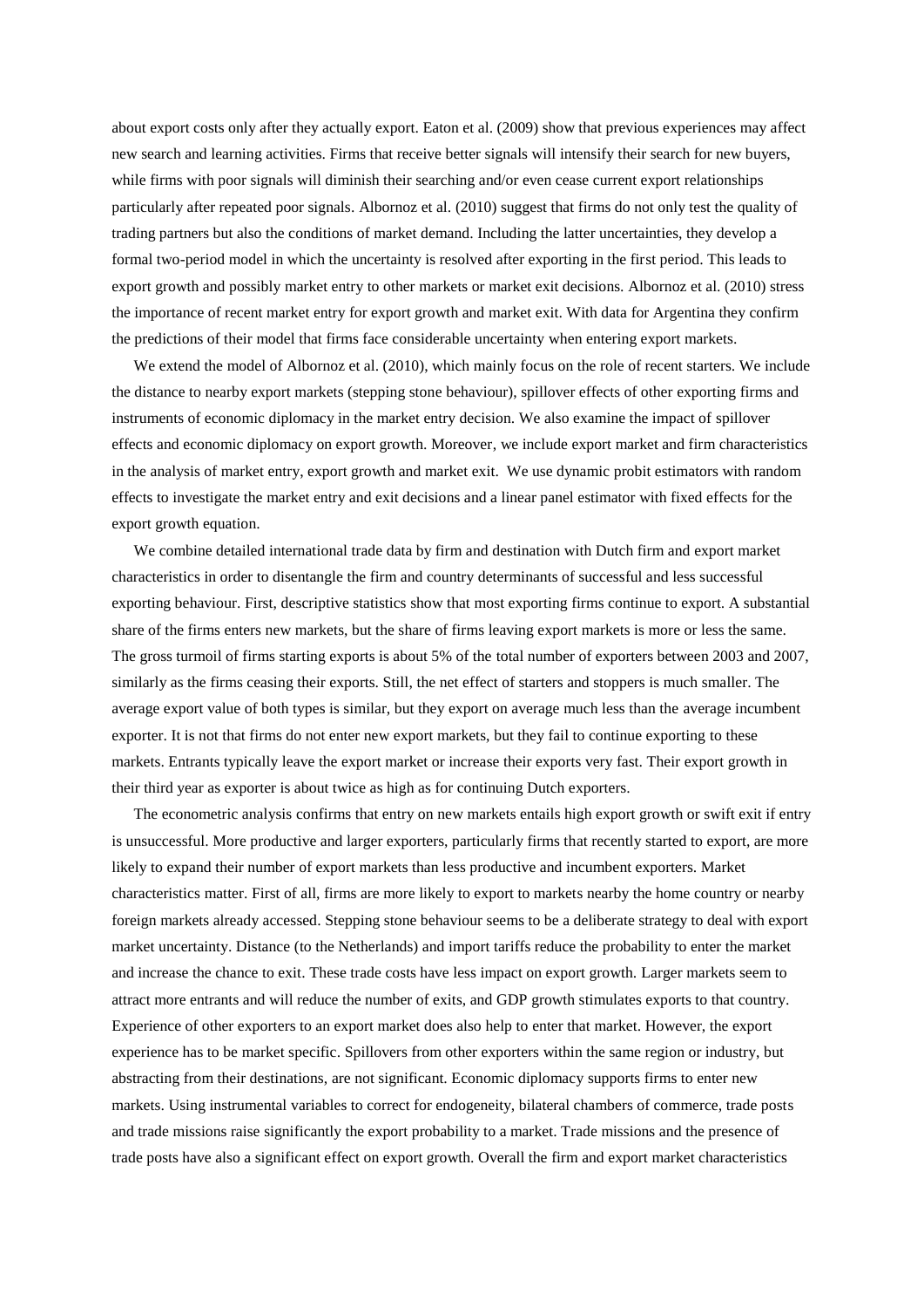about export costs only after they actually export. Eaton et al. (2009) show that previous experiences may affect new search and learning activities. Firms that receive better signals will intensify their search for new buyers, while firms with poor signals will diminish their searching and/or even cease current export relationships particularly after repeated poor signals. Albornoz et al. (2010) suggest that firms do not only test the quality of trading partners but also the conditions of market demand. Including the latter uncertainties, they develop a formal two-period model in which the uncertainty is resolved after exporting in the first period. This leads to export growth and possibly market entry to other markets or market exit decisions. Albornoz et al. (2010) stress the importance of recent market entry for export growth and market exit. With data for Argentina they confirm the predictions of their model that firms face considerable uncertainty when entering export markets.

We extend the model of Albornoz et al. (2010), which mainly focus on the role of recent starters. We include the distance to nearby export markets (stepping stone behaviour), spillover effects of other exporting firms and instruments of economic diplomacy in the market entry decision. We also examine the impact of spillover effects and economic diplomacy on export growth. Moreover, we include export market and firm characteristics in the analysis of market entry, export growth and market exit. We use dynamic probit estimators with random effects to investigate the market entry and exit decisions and a linear panel estimator with fixed effects for the export growth equation.

We combine detailed international trade data by firm and destination with Dutch firm and export market characteristics in order to disentangle the firm and country determinants of successful and less successful exporting behaviour. First, descriptive statistics show that most exporting firms continue to export. A substantial share of the firms enters new markets, but the share of firms leaving export markets is more or less the same. The gross turmoil of firms starting exports is about 5% of the total number of exporters between 2003 and 2007, similarly as the firms ceasing their exports. Still, the net effect of starters and stoppers is much smaller. The average export value of both types is similar, but they export on average much less than the average incumbent exporter. It is not that firms do not enter new export markets, but they fail to continue exporting to these markets. Entrants typically leave the export market or increase their exports very fast. Their export growth in their third year as exporter is about twice as high as for continuing Dutch exporters.

The econometric analysis confirms that entry on new markets entails high export growth or swift exit if entry is unsuccessful. More productive and larger exporters, particularly firms that recently started to export, are more likely to expand their number of export markets than less productive and incumbent exporters. Market characteristics matter. First of all, firms are more likely to export to markets nearby the home country or nearby foreign markets already accessed. Stepping stone behaviour seems to be a deliberate strategy to deal with export market uncertainty. Distance (to the Netherlands) and import tariffs reduce the probability to enter the market and increase the chance to exit. These trade costs have less impact on export growth. Larger markets seem to attract more entrants and will reduce the number of exits, and GDP growth stimulates exports to that country. Experience of other exporters to an export market does also help to enter that market. However, the export experience has to be market specific. Spillovers from other exporters within the same region or industry, but abstracting from their destinations, are not significant. Economic diplomacy supports firms to enter new markets. Using instrumental variables to correct for endogeneity, bilateral chambers of commerce, trade posts and trade missions raise significantly the export probability to a market. Trade missions and the presence of trade posts have also a significant effect on export growth. Overall the firm and export market characteristics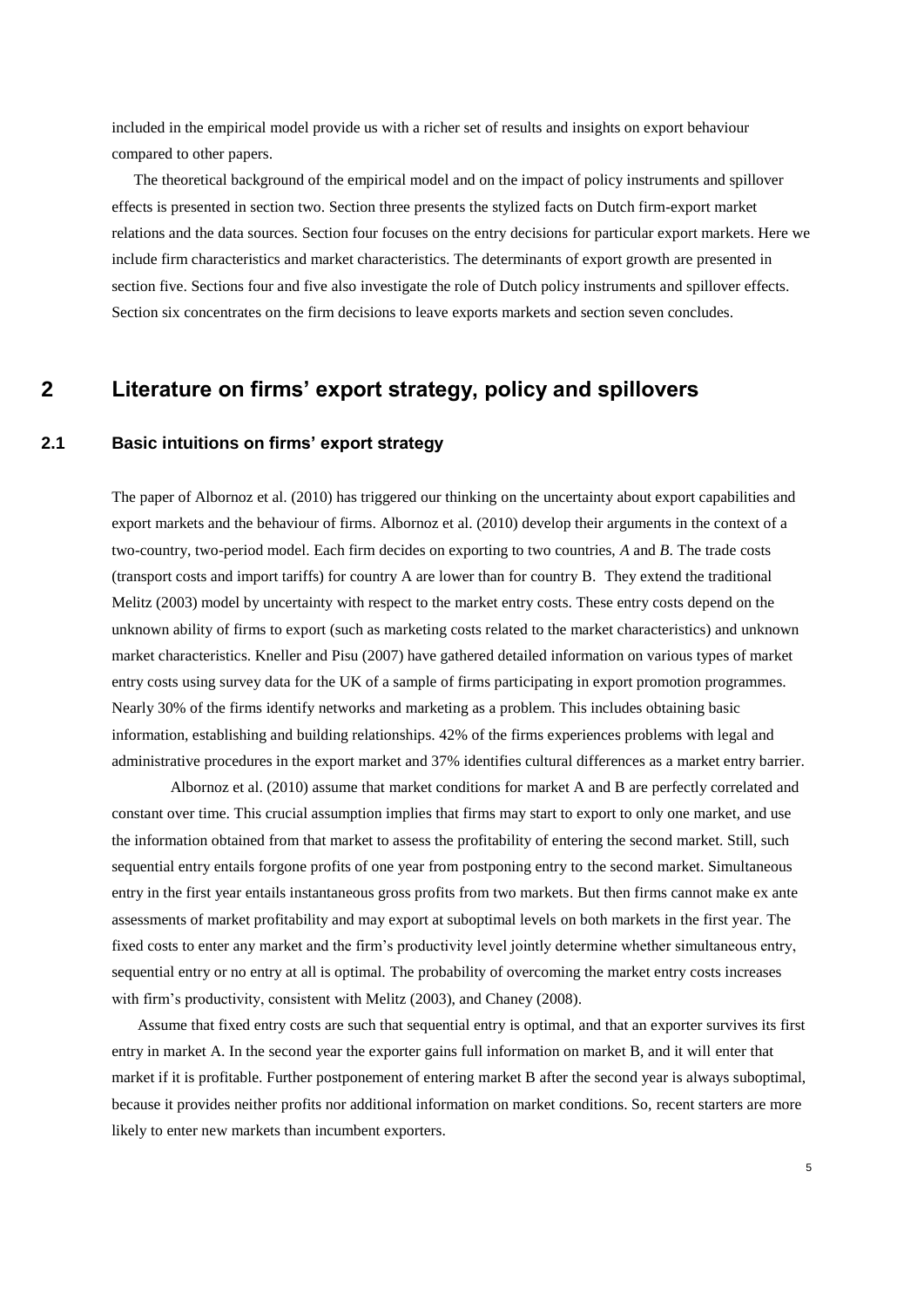included in the empirical model provide us with a richer set of results and insights on export behaviour compared to other papers.

The theoretical background of the empirical model and on the impact of policy instruments and spillover effects is presented in section two. Section three presents the stylized facts on Dutch firm-export market relations and the data sources. Section four focuses on the entry decisions for particular export markets. Here we include firm characteristics and market characteristics. The determinants of export growth are presented in section five. Sections four and five also investigate the role of Dutch policy instruments and spillover effects. Section six concentrates on the firm decisions to leave exports markets and section seven concludes.

# 2 Literature on firms' export strategy, policy and spillovers

## 2.1 Basic intuitions on firms' export strategy

The paper of Albornoz et al. (2010) has triggered our thinking on the uncertainty about export capabilities and export markets and the behaviour of firms. Albornoz et al. (2010) develop their arguments in the context of a two-country, two-period model. Each firm decides on exporting to two countries, *A* and *B*. The trade costs (transport costs and import tariffs) for country A are lower than for country B. They extend the traditional Melitz (2003) model by uncertainty with respect to the market entry costs. These entry costs depend on the unknown ability of firms to export (such as marketing costs related to the market characteristics) and unknown market characteristics. Kneller and Pisu (2007) have gathered detailed information on various types of market entry costs using survey data for the UK of a sample of firms participating in export promotion programmes. Nearly 30% of the firms identify networks and marketing as a problem. This includes obtaining basic information, establishing and building relationships. 42% of the firms experiences problems with legal and administrative procedures in the export market and 37% identifies cultural differences as a market entry barrier.

Albornoz et al. (2010) assume that market conditions for market A and B are perfectly correlated and constant over time. This crucial assumption implies that firms may start to export to only one market, and use the information obtained from that market to assess the profitability of entering the second market. Still, such sequential entry entails forgone profits of one year from postponing entry to the second market. Simultaneous entry in the first year entails instantaneous gross profits from two markets. But then firms cannot make ex ante assessments of market profitability and may export at suboptimal levels on both markets in the first year. The fixed costs to enter any market and the firm's productivity level jointly determine whether simultaneous entry, sequential entry or no entry at all is optimal. The probability of overcoming the market entry costs increases with firm's productivity, consistent with Melitz (2003), and Chaney (2008).

Assume that fixed entry costs are such that sequential entry is optimal, and that an exporter survives its first entry in market A. In the second year the exporter gains full information on market B, and it will enter that market if it is profitable. Further postponement of entering market B after the second year is always suboptimal, because it provides neither profits nor additional information on market conditions. So, recent starters are more likely to enter new markets than incumbent exporters.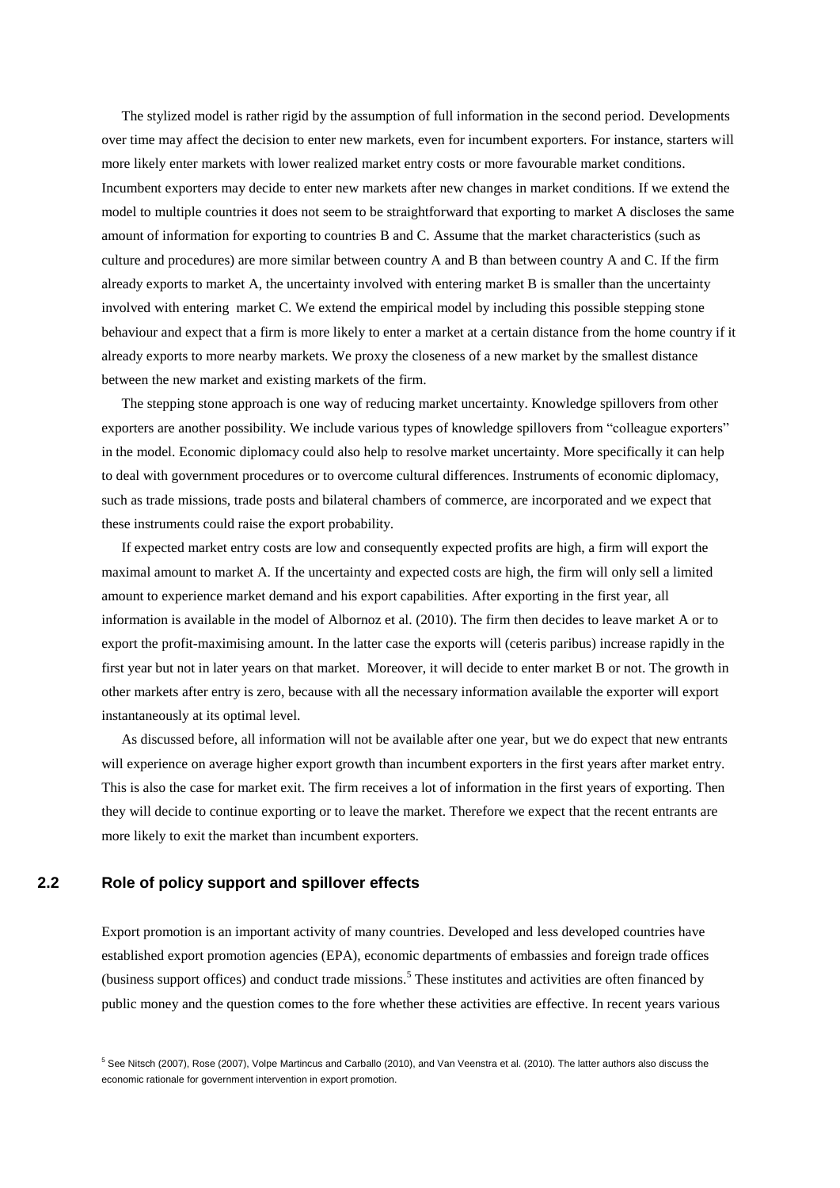The stylized model is rather rigid by the assumption of full information in the second period. Developments over time may affect the decision to enter new markets, even for incumbent exporters. For instance, starters will more likely enter markets with lower realized market entry costs or more favourable market conditions. Incumbent exporters may decide to enter new markets after new changes in market conditions. If we extend the model to multiple countries it does not seem to be straightforward that exporting to market A discloses the same amount of information for exporting to countries B and C. Assume that the market characteristics (such as culture and procedures) are more similar between country A and B than between country A and C. If the firm already exports to market A, the uncertainty involved with entering market B is smaller than the uncertainty involved with entering market C. We extend the empirical model by including this possible stepping stone behaviour and expect that a firm is more likely to enter a market at a certain distance from the home country if it already exports to more nearby markets. We proxy the closeness of a new market by the smallest distance between the new market and existing markets of the firm.

The stepping stone approach is one way of reducing market uncertainty. Knowledge spillovers from other exporters are another possibility. We include various types of knowledge spillovers from "colleague exporters" in the model. Economic diplomacy could also help to resolve market uncertainty. More specifically it can help to deal with government procedures or to overcome cultural differences. Instruments of economic diplomacy, such as trade missions, trade posts and bilateral chambers of commerce, are incorporated and we expect that these instruments could raise the export probability.

If expected market entry costs are low and consequently expected profits are high, a firm will export the maximal amount to market A. If the uncertainty and expected costs are high, the firm will only sell a limited amount to experience market demand and his export capabilities. After exporting in the first year, all information is available in the model of Albornoz et al. (2010). The firm then decides to leave market A or to export the profit-maximising amount. In the latter case the exports will (ceteris paribus) increase rapidly in the first year but not in later years on that market. Moreover, it will decide to enter market B or not. The growth in other markets after entry is zero, because with all the necessary information available the exporter will export instantaneously at its optimal level.

As discussed before, all information will not be available after one year, but we do expect that new entrants will experience on average higher export growth than incumbent exporters in the first years after market entry. This is also the case for market exit. The firm receives a lot of information in the first years of exporting. Then they will decide to continue exporting or to leave the market. Therefore we expect that the recent entrants are more likely to exit the market than incumbent exporters.

## 2.2 Role of policy support and spillover effects

Export promotion is an important activity of many countries. Developed and less developed countries have established export promotion agencies (EPA), economic departments of embassies and foreign trade offices (business support offices) and conduct trade missions.[5] These institutes and activities are often financed by public money and the question comes to the fore whether these activities are effective. In recent years various

[5] See Nitsch (2007), Rose (2007), Volpe Martincus and Carballo (2010), and Van Veenstra et al. (2010). The latter authors also discuss the economic rationale for government intervention in export promotion.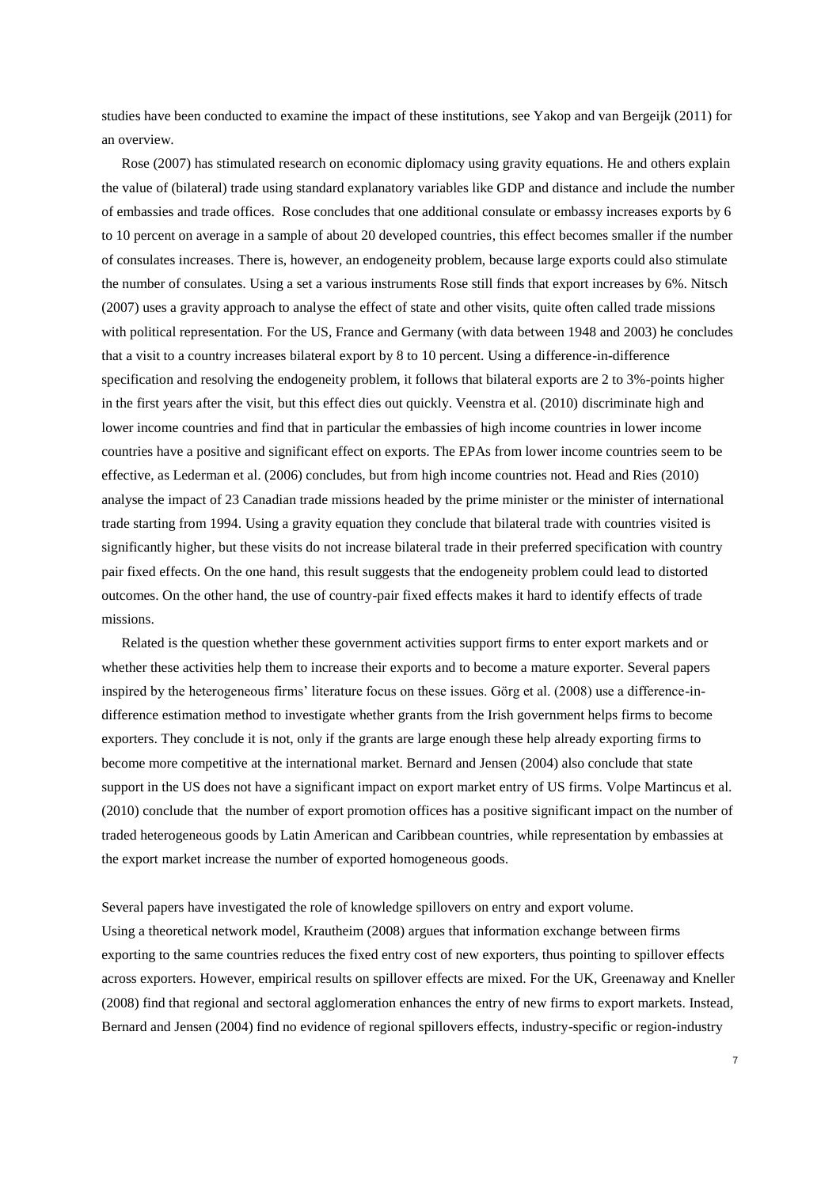studies have been conducted to examine the impact of these institutions, see Yakop and van Bergeijk (2011) for an overview.

Rose (2007) has stimulated research on economic diplomacy using gravity equations. He and others explain the value of (bilateral) trade using standard explanatory variables like GDP and distance and include the number of embassies and trade offices. Rose concludes that one additional consulate or embassy increases exports by 6 to 10 percent on average in a sample of about 20 developed countries, this effect becomes smaller if the number of consulates increases. There is, however, an endogeneity problem, because large exports could also stimulate the number of consulates. Using a set a various instruments Rose still finds that export increases by 6%. Nitsch (2007) uses a gravity approach to analyse the effect of state and other visits, quite often called trade missions with political representation. For the US, France and Germany (with data between 1948 and 2003) he concludes that a visit to a country increases bilateral export by 8 to 10 percent. Using a difference-in-difference specification and resolving the endogeneity problem, it follows that bilateral exports are 2 to 3%-points higher in the first years after the visit, but this effect dies out quickly. Veenstra et al. (2010) discriminate high and lower income countries and find that in particular the embassies of high income countries in lower income countries have a positive and significant effect on exports. The EPAs from lower income countries seem to be effective, as Lederman et al. (2006) concludes, but from high income countries not. Head and Ries (2010) analyse the impact of 23 Canadian trade missions headed by the prime minister or the minister of international trade starting from 1994. Using a gravity equation they conclude that bilateral trade with countries visited is significantly higher, but these visits do not increase bilateral trade in their preferred specification with country pair fixed effects. On the one hand, this result suggests that the endogeneity problem could lead to distorted outcomes. On the other hand, the use of country-pair fixed effects makes it hard to identify effects of trade missions.

Related is the question whether these government activities support firms to enter export markets and or whether these activities help them to increase their exports and to become a mature exporter. Several papers inspired by the heterogeneous firms' literature focus on these issues. Görg et al. (2008) use a difference-in-difference estimation method to investigate whether grants from the Irish government helps firms to become exporters. They conclude it is not, only if the grants are large enough these help already exporting firms to become more competitive at the international market. Bernard and Jensen (2004) also conclude that state support in the US does not have a significant impact on export market entry of US firms. Volpe Martincus et al. (2010) conclude that the number of export promotion offices has a positive significant impact on the number of traded heterogeneous goods by Latin American and Caribbean countries, while representation by embassies at the export market increase the number of exported homogeneous goods.

Several papers have investigated the role of knowledge spillovers on entry and export volume.
Using a theoretical network model, Krautheim (2008) argues that information exchange between firms exporting to the same countries reduces the fixed entry cost of new exporters, thus pointing to spillover effects across exporters. However, empirical results on spillover effects are mixed. For the UK, Greenaway and Kneller (2008) find that regional and sectoral agglomeration enhances the entry of new firms to export markets. Instead, Bernard and Jensen (2004) find no evidence of regional spillovers effects, industry-specific or region-industry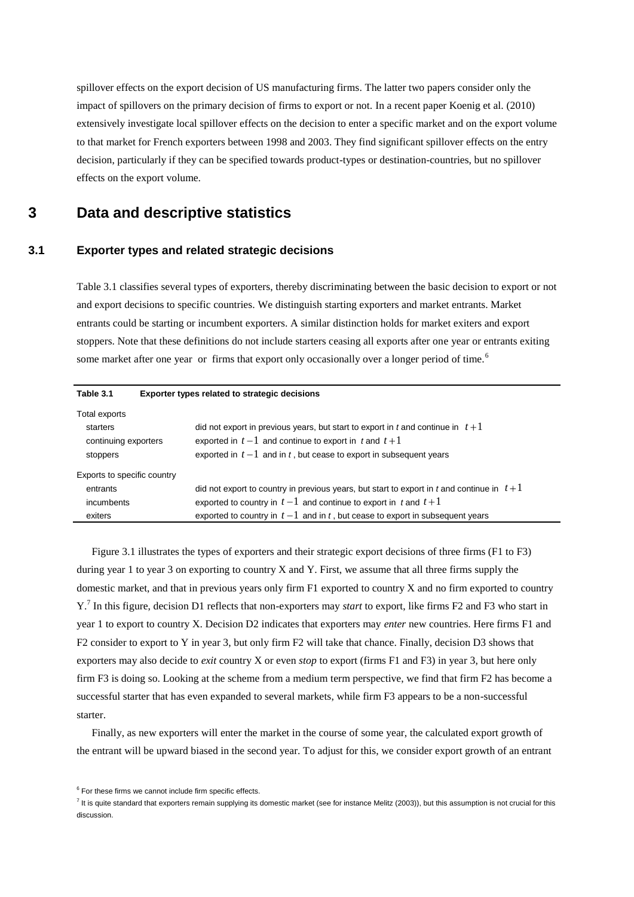spillover effects on the export decision of US manufacturing firms. The latter two papers consider only the impact of spillovers on the primary decision of firms to export or not. In a recent paper Koenig et al. (2010) extensively investigate local spillover effects on the decision to enter a specific market and on the export volume to that market for French exporters between 1998 and 2003. They find significant spillover effects on the entry decision, particularly if they can be specified towards product-types or destination-countries, but no spillover effects on the export volume.

# 3 Data and descriptive statistics

## 3.1 Exporter types and related strategic decisions

Table 3.1 classifies several types of exporters, thereby discriminating between the basic decision to export or not and export decisions to specific countries. We distinguish starting exporters and market entrants. Market entrants could be starting or incumbent exporters. A similar distinction holds for market exiters and export stoppers. Note that these definitions do not include starters ceasing all exports after one year or entrants exiting some market after one year or firms that export only occasionally over a longer period of time.[6]

**Table 3.1 Exporter types related to strategic decisions**

| | |
|---|---|
| Total exports | |
| starters | did not export in previous years, but start to export in *t* and continue in $t+1$ |
| continuing exporters | exported in $t-1$ and continue to export in *t* and $t+1$ |
| stoppers | exported in $t-1$ and in *t*, but cease to export in subsequent years |
| Exports to specific country | |
| entrants | did not export to country in previous years, but start to export in *t* and continue in $t+1$ |
| incumbents | exported to country in $t-1$ and continue to export in *t* and $t+1$ |
| exiters | exported to country in $t-1$ and in *t*, but cease to export in subsequent years |

Figure 3.1 illustrates the types of exporters and their strategic export decisions of three firms (F1 to F3) during year 1 to year 3 on exporting to country X and Y. First, we assume that all three firms supply the domestic market, and that in previous years only firm F1 exported to country X and no firm exported to country Y.[7] In this figure, decision D1 reflects that non-exporters may *start* to export, like firms F2 and F3 who start in year 1 to export to country X. Decision D2 indicates that exporters may *enter* new countries. Here firms F1 and F2 consider to export to Y in year 3, but only firm F2 will take that chance. Finally, decision D3 shows that exporters may also decide to *exit* country X or even *stop* to export (firms F1 and F3) in year 3, but here only firm F3 is doing so. Looking at the scheme from a medium term perspective, we find that firm F2 has become a successful starter that has even expanded to several markets, while firm F3 appears to be a non-successful starter.

Finally, as new exporters will enter the market in the course of some year, the calculated export growth of the entrant will be upward biased in the second year. To adjust for this, we consider export growth of an entrant

[6] For these firms we cannot include firm specific effects.

[7] It is quite standard that exporters remain supplying its domestic market (see for instance Melitz (2003)), but this assumption is not crucial for this discussion.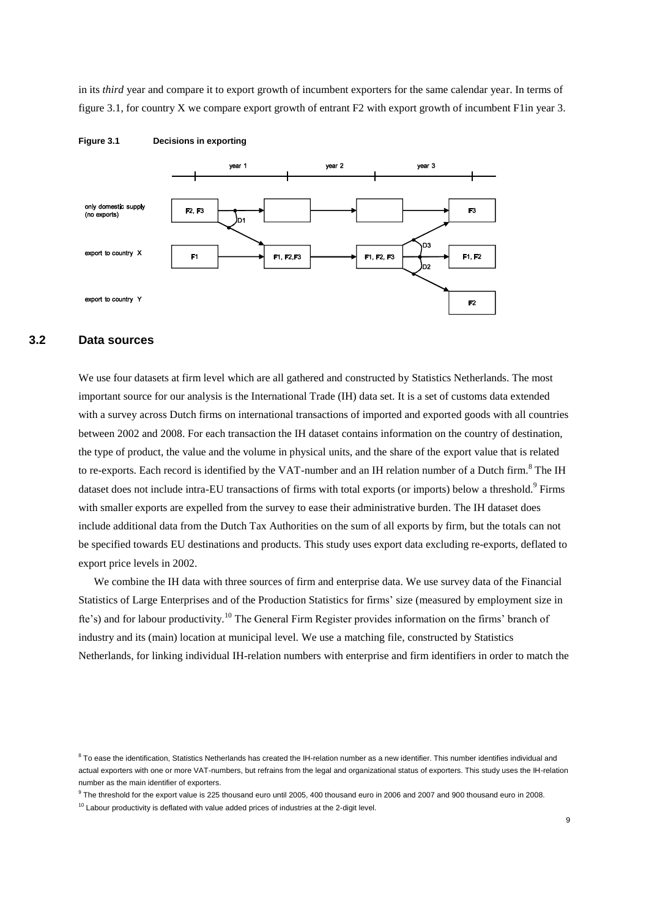in its *third* year and compare it to export growth of incumbent exporters for the same calendar year. In terms of figure 3.1, for country X we compare export growth of entrant F2 with export growth of incumbent F1in year 3.

**Figure 3.1 Decisions in exporting**

### 3.2 Data sources

We use four datasets at firm level which are all gathered and constructed by Statistics Netherlands. The most important source for our analysis is the International Trade (IH) data set. It is a set of customs data extended with a survey across Dutch firms on international transactions of imported and exported goods with all countries between 2002 and 2008. For each transaction the IH dataset contains information on the country of destination, the type of product, the value and the volume in physical units, and the share of the export value that is related to re-exports. Each record is identified by the VAT-number and an IH relation number of a Dutch firm.[8] The IH dataset does not include intra-EU transactions of firms with total exports (or imports) below a threshold.[9] Firms with smaller exports are expelled from the survey to ease their administrative burden. The IH dataset does include additional data from the Dutch Tax Authorities on the sum of all exports by firm, but the totals can not be specified towards EU destinations and products. This study uses export data excluding re-exports, deflated to export price levels in 2002.

We combine the IH data with three sources of firm and enterprise data. We use survey data of the Financial Statistics of Large Enterprises and of the Production Statistics for firms' size (measured by employment size in fte's) and for labour productivity.[10] The General Firm Register provides information on the firms' branch of industry and its (main) location at municipal level. We use a matching file, constructed by Statistics Netherlands, for linking individual IH-relation numbers with enterprise and firm identifiers in order to match the

[8] To ease the identification, Statistics Netherlands has created the IH-relation number as a new identifier. This number identifies individual and actual exporters with one or more VAT-numbers, but refrains from the legal and organizational status of exporters. This study uses the IH-relation number as the main identifier of exporters.

[9] The threshold for the export value is 225 thousand euro until 2005, 400 thousand euro in 2006 and 2007 and 900 thousand euro in 2008.

[10] Labour productivity is deflated with value added prices of industries at the 2-digit level.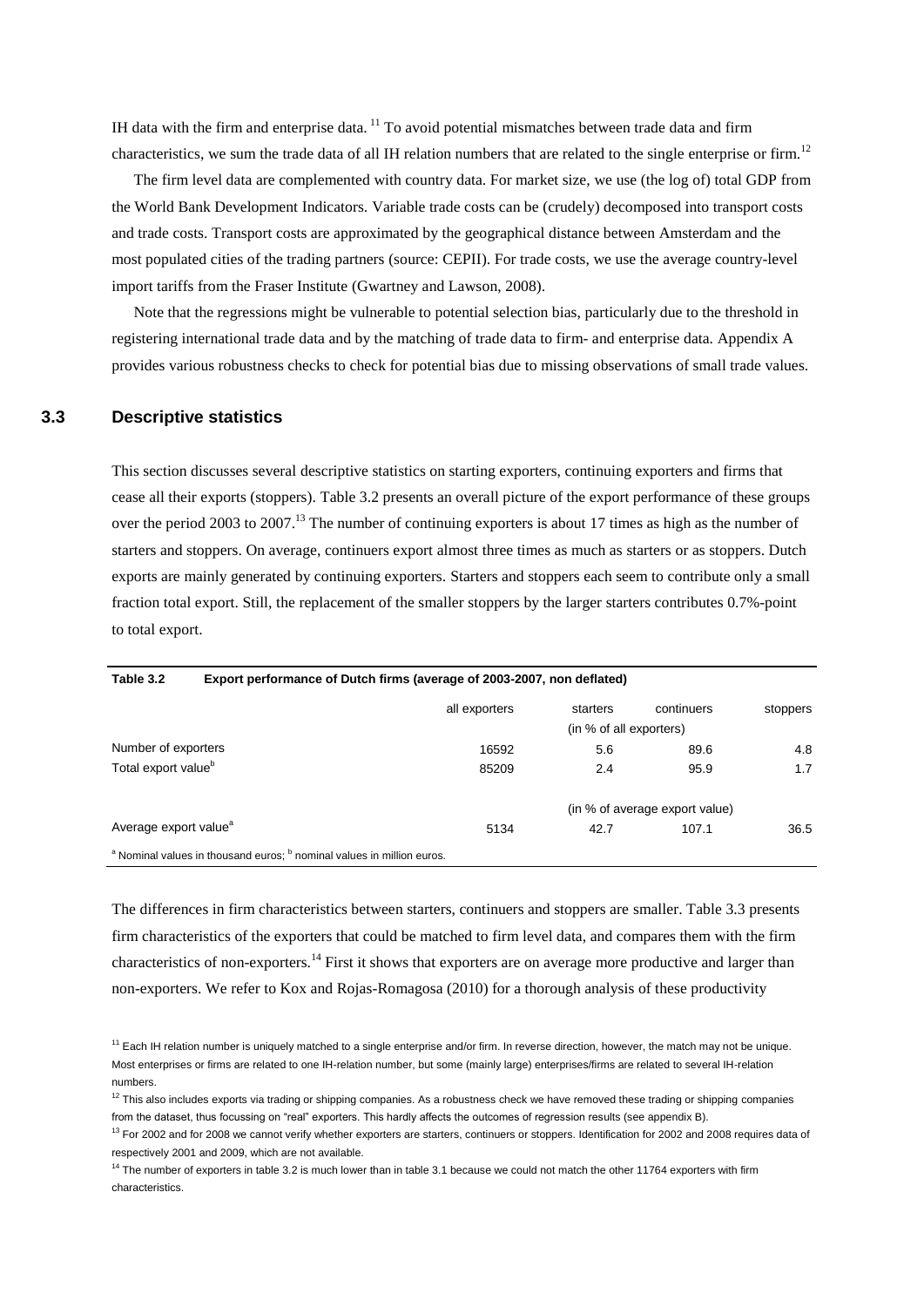IH data with the firm and enterprise data. [11] To avoid potential mismatches between trade data and firm characteristics, we sum the trade data of all IH relation numbers that are related to the single enterprise or firm.[12]

The firm level data are complemented with country data. For market size, we use (the log of) total GDP from the World Bank Development Indicators. Variable trade costs can be (crudely) decomposed into transport costs and trade costs. Transport costs are approximated by the geographical distance between Amsterdam and the most populated cities of the trading partners (source: CEPII). For trade costs, we use the average country-level import tariffs from the Fraser Institute (Gwartney and Lawson, 2008).

Note that the regressions might be vulnerable to potential selection bias, particularly due to the threshold in registering international trade data and by the matching of trade data to firm- and enterprise data. Appendix A provides various robustness checks to check for potential bias due to missing observations of small trade values.

## 3.3 Descriptive statistics

This section discusses several descriptive statistics on starting exporters, continuing exporters and firms that cease all their exports (stoppers). Table 3.2 presents an overall picture of the export performance of these groups over the period 2003 to 2007.[13] The number of continuing exporters is about 17 times as high as the number of starters and stoppers. On average, continuers export almost three times as much as starters or as stoppers. Dutch exports are mainly generated by continuing exporters. Starters and stoppers each seem to contribute only a small fraction total export. Still, the replacement of the smaller stoppers by the larger starters contributes 0.7%-point to total export.

**Table 3.2 Export performance of Dutch firms (average of 2003-2007, non deflated)**

| | all exporters | starters | continuers | stoppers |
|---|---|---|---|---|
| | | (in % of all exporters) | | |
| Number of exporters | 16592 | 5.6 | 89.6 | 4.8 |
| Total export value[b] | 85209 | 2.4 | 95.9 | 1.7 |
| | | (in % of average export value) | | |
| Average export value[a] | 5134 | 42.7 | 107.1 | 36.5 |

[a] Nominal values in thousand euros; [b] nominal values in million euros.

The differences in firm characteristics between starters, continuers and stoppers are smaller. Table 3.3 presents firm characteristics of the exporters that could be matched to firm level data, and compares them with the firm characteristics of non-exporters.[14] First it shows that exporters are on average more productive and larger than non-exporters. We refer to Kox and Rojas-Romagosa (2010) for a thorough analysis of these productivity

[11] Each IH relation number is uniquely matched to a single enterprise and/or firm. In reverse direction, however, the match may not be unique. Most enterprises or firms are related to one IH-relation number, but some (mainly large) enterprises/firms are related to several IH-relation numbers.

[12] This also includes exports via trading or shipping companies. As a robustness check we have removed these trading or shipping companies from the dataset, thus focussing on "real" exporters. This hardly affects the outcomes of regression results (see appendix B).

[13] For 2002 and for 2008 we cannot verify whether exporters are starters, continuers or stoppers. Identification for 2002 and 2008 requires data of respectively 2001 and 2009, which are not available.

[14] The number of exporters in table 3.2 is much lower than in table 3.1 because we could not match the other 11764 exporters with firm characteristics.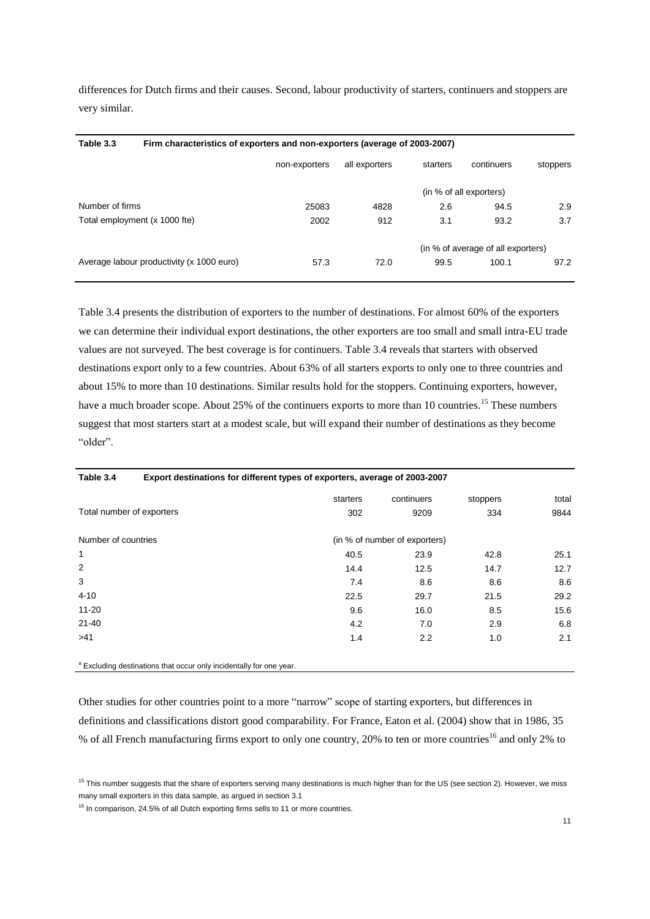differences for Dutch firms and their causes. Second, labour productivity of starters, continuers and stoppers are very similar.

**Table 3.3 Firm characteristics of exporters and non-exporters (average of 2003-2007)**

| | non-exporters | all exporters | starters | continuers | stoppers |
|---|---|---|---|---|---|
| | | | (in % of all exporters) | | |
| Number of firms | 25083 | 4828 | 2.6 | 94.5 | 2.9 |
| Total employment (x 1000 fte) | 2002 | 912 | 3.1 | 93.2 | 3.7 |
| | | | (in % of average of all exporters) | | |
| Average labour productivity (x 1000 euro) | 57.3 | 72.0 | 99.5 | 100.1 | 97.2 |

Table 3.4 presents the distribution of exporters to the number of destinations. For almost 60% of the exporters we can determine their individual export destinations, the other exporters are too small and small intra-EU trade values are not surveyed. The best coverage is for continuers. Table 3.4 reveals that starters with observed destinations export only to a few countries. About 63% of all starters exports to only one to three countries and about 15% to more than 10 destinations. Similar results hold for the stoppers. Continuing exporters, however, have a much broader scope. About 25% of the continuers exports to more than 10 countries.[15] These numbers suggest that most starters start at a modest scale, but will expand their number of destinations as they become "older".

**Table 3.4 Export destinations for different types of exporters, average of 2003-2007**

| | starters | continuers | stoppers | total |
|---|---|---|---|---|
| Total number of exporters | 302 | 9209 | 334 | 9844 |
| Number of countries | (in % of number of exporters) | | | |
| 1 | 40.5 | 23.9 | 42.8 | 25.1 |
| 2 | 14.4 | 12.5 | 14.7 | 12.7 |
| 3 | 7.4 | 8.6 | 8.6 | 8.6 |
| 4-10 | 22.5 | 29.7 | 21.5 | 29.2 |
| 11-20 | 9.6 | 16.0 | 8.5 | 15.6 |
| 21-40 | 4.2 | 7.0 | 2.9 | 6.8 |
| >41 | 1.4 | 2.2 | 1.0 | 2.1 |

[a] Excluding destinations that occur only incidentally for one year.

Other studies for other countries point to a more "narrow" scope of starting exporters, but differences in definitions and classifications distort good comparability. For France, Eaton et al. (2004) show that in 1986, 35 % of all French manufacturing firms export to only one country, 20% to ten or more countries[16] and only 2% to

[15] This number suggests that the share of exporters serving many destinations is much higher than for the US (see section 2). However, we miss many small exporters in this data sample, as argued in section 3.1

[16] In comparison, 24.5% of all Dutch exporting firms sells to 11 or more countries.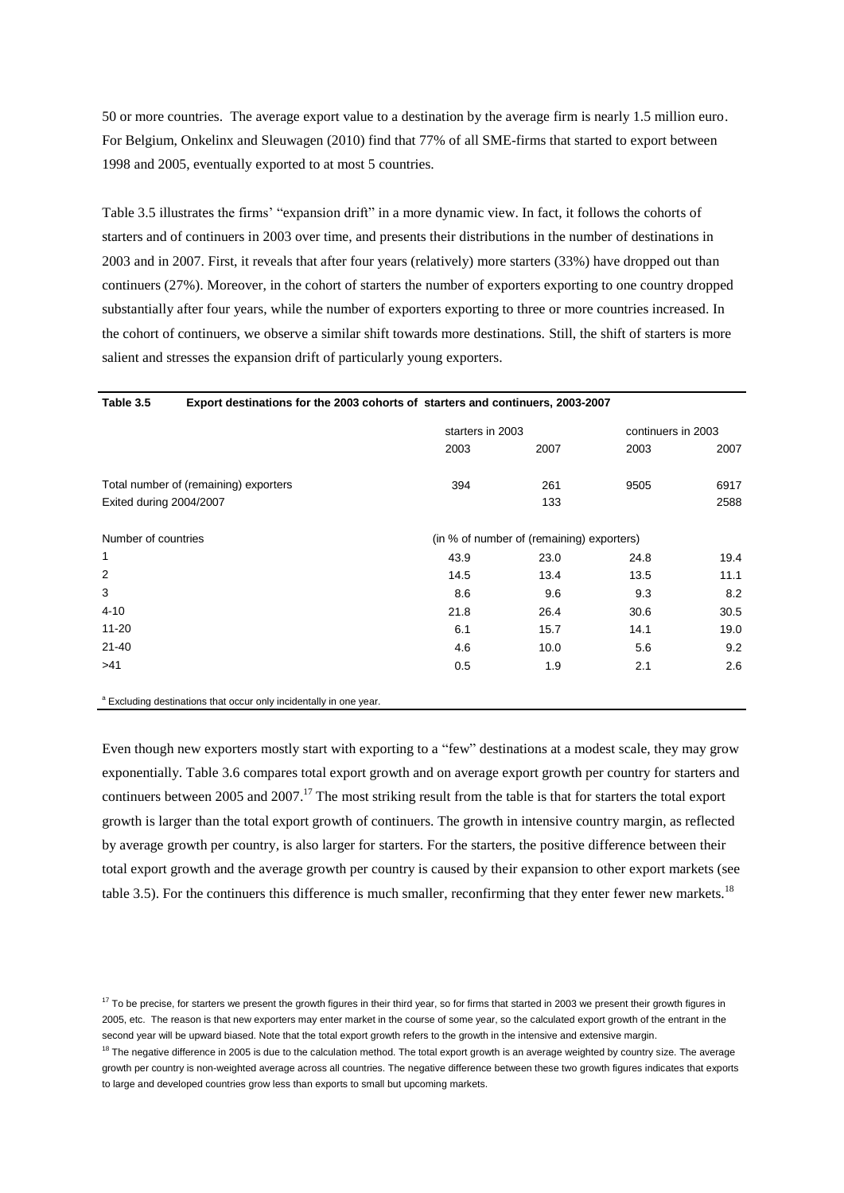50 or more countries. The average export value to a destination by the average firm is nearly 1.5 million euro. For Belgium, Onkelinx and Sleuwagen (2010) find that 77% of all SME-firms that started to export between 1998 and 2005, eventually exported to at most 5 countries.

Table 3.5 illustrates the firms' "expansion drift" in a more dynamic view. In fact, it follows the cohorts of starters and of continuers in 2003 over time, and presents their distributions in the number of destinations in 2003 and in 2007. First, it reveals that after four years (relatively) more starters (33%) have dropped out than continuers (27%). Moreover, in the cohort of starters the number of exporters exporting to one country dropped substantially after four years, while the number of exporters exporting to three or more countries increased. In the cohort of continuers, we observe a similar shift towards more destinations. Still, the shift of starters is more salient and stresses the expansion drift of particularly young exporters.

**Table 3.5 Export destinations for the 2003 cohorts of starters and continuers, 2003-2007**

| | starters in 2003 | | continuers in 2003 | |
|---|---|---|---|---|
| | 2003 | 2007 | 2003 | 2007 |
| Total number of (remaining) exporters | 394 | 261 | 9505 | 6917 |
| Exited during 2004/2007 | | 133 | | 2588 |
| Number of countries | (in % of number of (remaining) exporters) | | | |
| 1 | 43.9 | 23.0 | 24.8 | 19.4 |
| 2 | 14.5 | 13.4 | 13.5 | 11.1 |
| 3 | 8.6 | 9.6 | 9.3 | 8.2 |
| 4-10 | 21.8 | 26.4 | 30.6 | 30.5 |
| 11-20 | 6.1 | 15.7 | 14.1 | 19.0 |
| 21-40 | 4.6 | 10.0 | 5.6 | 9.2 |
| >41 | 0.5 | 1.9 | 2.1 | 2.6 |

[a] Excluding destinations that occur only incidentally in one year.

Even though new exporters mostly start with exporting to a "few" destinations at a modest scale, they may grow exponentially. Table 3.6 compares total export growth and on average export growth per country for starters and continuers between 2005 and 2007.[17] The most striking result from the table is that for starters the total export growth is larger than the total export growth of continuers. The growth in intensive country margin, as reflected by average growth per country, is also larger for starters. For the starters, the positive difference between their total export growth and the average growth per country is caused by their expansion to other export markets (see table 3.5). For the continuers this difference is much smaller, reconfirming that they enter fewer new markets.[18]

[17] To be precise, for starters we present the growth figures in their third year, so for firms that started in 2003 we present their growth figures in 2005, etc. The reason is that new exporters may enter market in the course of some year, so the calculated export growth of the entrant in the second year will be upward biased. Note that the total export growth refers to the growth in the intensive and extensive margin.

[18] The negative difference in 2005 is due to the calculation method. The total export growth is an average weighted by country size. The average growth per country is non-weighted average across all countries. The negative difference between these two growth figures indicates that exports to large and developed countries grow less than exports to small but upcoming markets.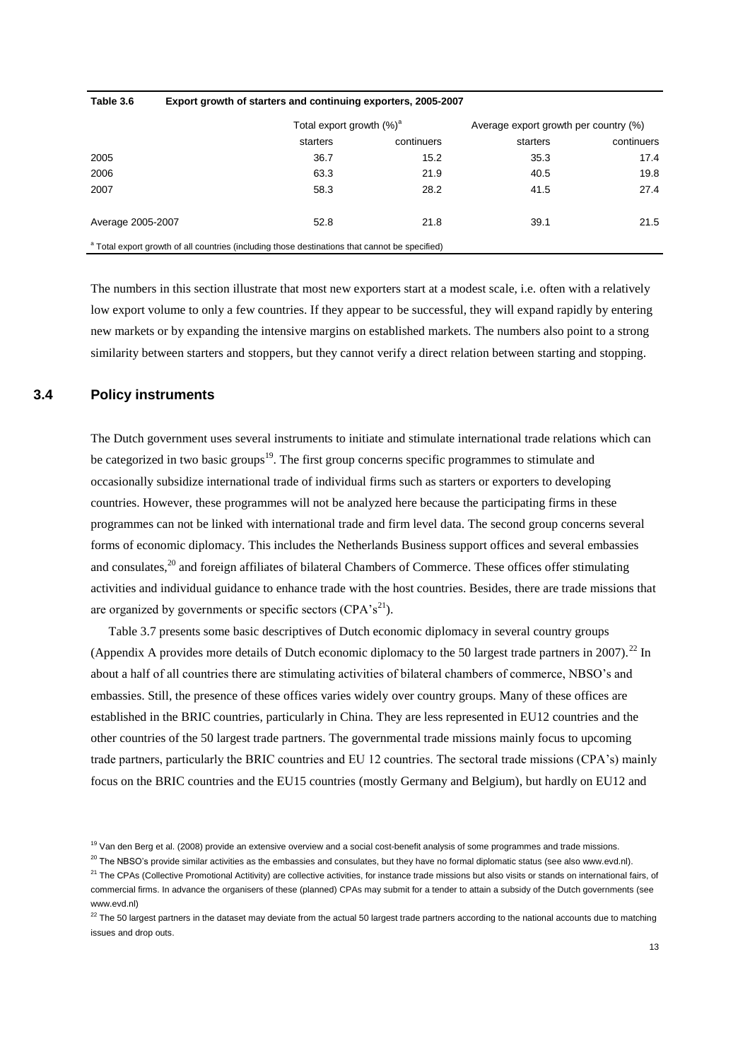**Table 3.6 Export growth of starters and continuing exporters, 2005-2007**

| | Total export growth (%)[a] | | Average export growth per country (%) | |
|---|---|---|---|---|
| | starters | continuers | starters | continuers |
| 2005 | 36.7 | 15.2 | 35.3 | 17.4 |
| 2006 | 63.3 | 21.9 | 40.5 | 19.8 |
| 2007 | 58.3 | 28.2 | 41.5 | 27.4 |
| Average 2005-2007 | 52.8 | 21.8 | 39.1 | 21.5 |

[a] Total export growth of all countries (including those destinations that cannot be specified)

The numbers in this section illustrate that most new exporters start at a modest scale, i.e. often with a relatively low export volume to only a few countries. If they appear to be successful, they will expand rapidly by entering new markets or by expanding the intensive margins on established markets. The numbers also point to a strong similarity between starters and stoppers, but they cannot verify a direct relation between starting and stopping.

## 3.4 Policy instruments

The Dutch government uses several instruments to initiate and stimulate international trade relations which can be categorized in two basic groups[19]. The first group concerns specific programmes to stimulate and occasionally subsidize international trade of individual firms such as starters or exporters to developing countries. However, these programmes will not be analyzed here because the participating firms in these programmes can not be linked with international trade and firm level data. The second group concerns several forms of economic diplomacy. This includes the Netherlands Business support offices and several embassies and consulates,[20] and foreign affiliates of bilateral Chambers of Commerce. These offices offer stimulating activities and individual guidance to enhance trade with the host countries. Besides, there are trade missions that are organized by governments or specific sectors (CPA's[21]).

Table 3.7 presents some basic descriptives of Dutch economic diplomacy in several country groups (Appendix A provides more details of Dutch economic diplomacy to the 50 largest trade partners in 2007).[22] In about a half of all countries there are stimulating activities of bilateral chambers of commerce, NBSO's and embassies. Still, the presence of these offices varies widely over country groups. Many of these offices are established in the BRIC countries, particularly in China. They are less represented in EU12 countries and the other countries of the 50 largest trade partners. The governmental trade missions mainly focus to upcoming trade partners, particularly the BRIC countries and EU 12 countries. The sectoral trade missions (CPA's) mainly focus on the BRIC countries and the EU15 countries (mostly Germany and Belgium), but hardly on EU12 and

[19] Van den Berg et al. (2008) provide an extensive overview and a social cost-benefit analysis of some programmes and trade missions.

[20] The NBSO's provide similar activities as the embassies and consulates, but they have no formal diplomatic status (see also www.evd.nl).

[21] The CPAs (Collective Promotional Actitivity) are collective activities, for instance trade missions but also visits or stands on international fairs, of commercial firms. In advance the organisers of these (planned) CPAs may submit for a tender to attain a subsidy of the Dutch governments (see www.evd.nl)

[22] The 50 largest partners in the dataset may deviate from the actual 50 largest trade partners according to the national accounts due to matching issues and drop outs.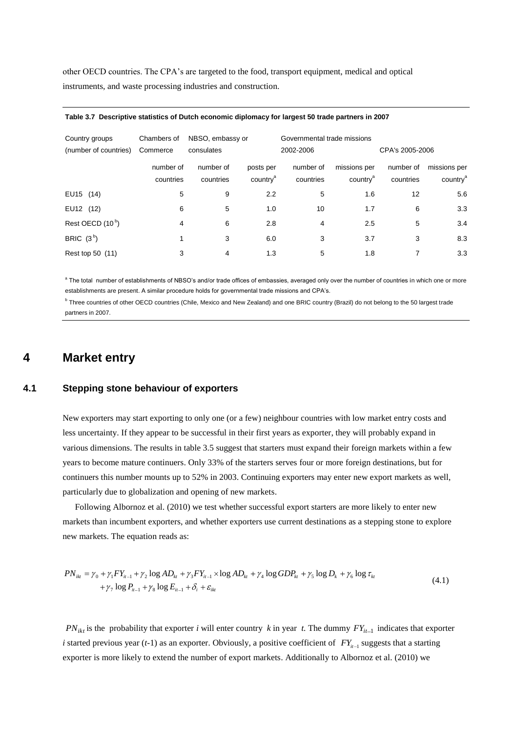other OECD countries. The CPA's are targeted to the food, transport equipment, medical and optical instruments, and waste processing industries and construction.

**Table 3.7 Descriptive statistics of Dutch economic diplomacy for largest 50 trade partners in 2007**

| Country groups (number of countries) | Chambers of Commerce | NBSO, embassy or consulates | | Governmental trade missions 2002-2006 | | CPA's 2005-2006 | |
|---|---|---|---|---|---|---|---|
| | number of countries | number of countries | posts per country[a] | number of countries | missions per country[a] | number of countries | missions per country[a] |
| EU15 (14) | 5 | 9 | 2.2 | 5 | 1.6 | 12 | 5.6 |
| EU12 (12) | 6 | 5 | 1.0 | 10 | 1.7 | 6 | 3.3 |
| Rest OECD (10[b]) | 4 | 6 | 2.8 | 4 | 2.5 | 5 | 3.4 |
| BRIC (3[b]) | 1 | 3 | 6.0 | 3 | 3.7 | 3 | 8.3 |
| Rest top 50 (11) | 3 | 4 | 1.3 | 5 | 1.8 | 7 | 3.3 |

[a] The total number of establishments of NBSO's and/or trade offices of embassies, averaged only over the number of countries in which one or more establishments are present. A similar procedure holds for governmental trade missions and CPA's.

[b] Three countries of other OECD countries (Chile, Mexico and New Zealand) and one BRIC country (Brazil) do not belong to the 50 largest trade partners in 2007.

# 4 Market entry

## 4.1 Stepping stone behaviour of exporters

New exporters may start exporting to only one (or a few) neighbour countries with low market entry costs and less uncertainty. If they appear to be successful in their first years as exporter, they will probably expand in various dimensions. The results in table 3.5 suggest that starters must expand their foreign markets within a few years to become mature continuers. Only 33% of the starters serves four or more foreign destinations, but for continuers this number mounts up to 52% in 2003. Continuing exporters may enter new export markets as well, particularly due to globalization and opening of new markets.

Following Albornoz et al. (2010) we test whether successful export starters are more likely to enter new markets than incumbent exporters, and whether exporters use current destinations as a stepping stone to explore new markets. The equation reads as:

$$PN_{ikt} = \gamma_0 + \gamma_1 FY_{it-1} + \gamma_2 \log AD_{kt} + \gamma_3 FY_{it-1} \times \log AD_{kt} + \gamma_4 \log GDP_{kt} + \gamma_5 \log D_k + \gamma_6 \log \tau_{kt} + \gamma_7 \log P_{it-1} + \gamma_8 \log E_{it-1} + \delta_i + \varepsilon_{ikt} \tag{4.1}$$

$PN_{ikt}$ is the probability that exporter $i$ will enter country $k$ in year $t$. The dummy $FY_{it-1}$ indicates that exporter $i$ started previous year ($t$-1) as an exporter. Obviously, a positive coefficient of $FY_{it-1}$ suggests that a starting exporter is more likely to extend the number of export markets. Additionally to Albornoz et al. (2010) we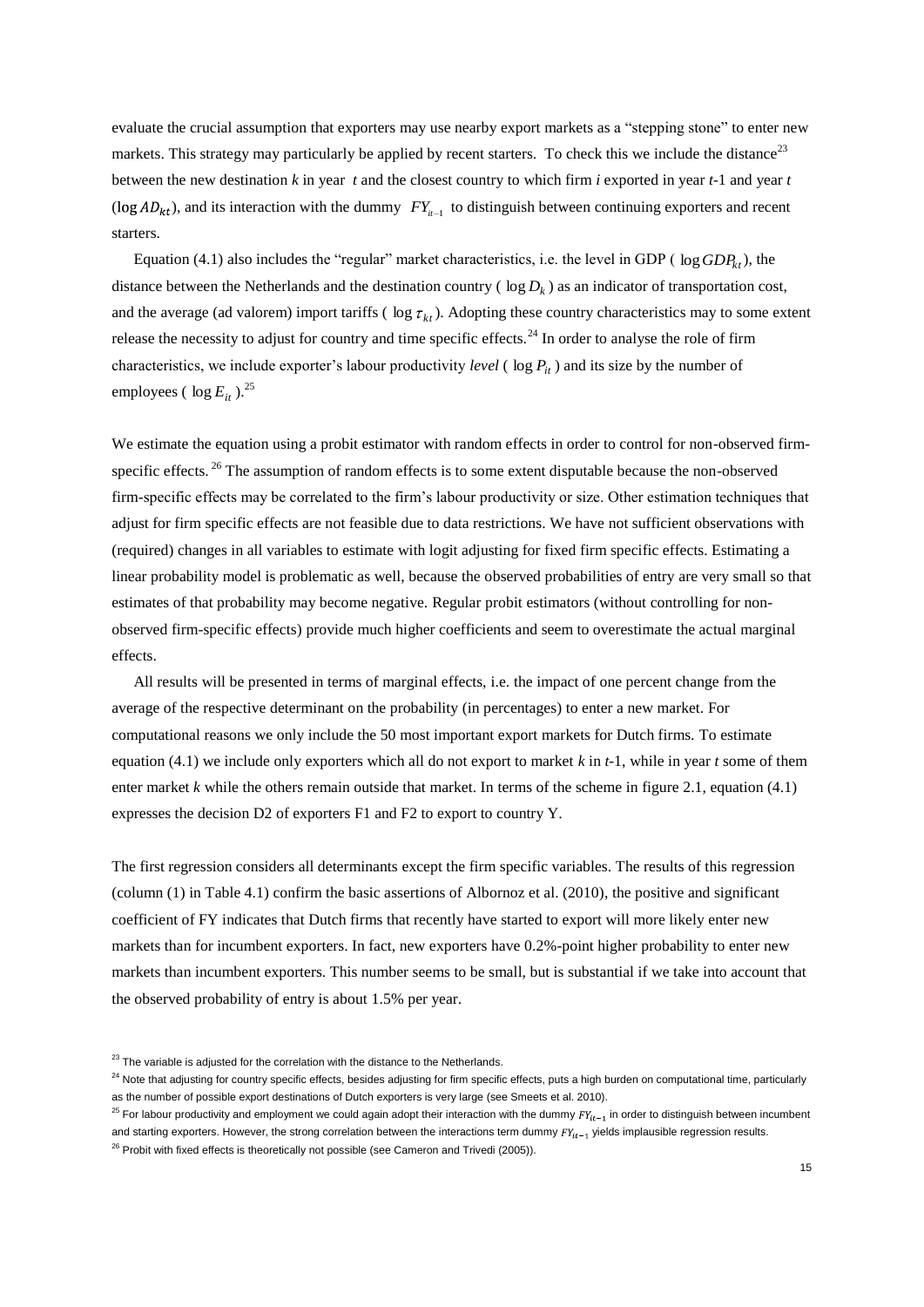evaluate the crucial assumption that exporters may use nearby export markets as a "stepping stone" to enter new markets. This strategy may particularly be applied by recent starters. To check this we include the distance[23] between the new destination *k* in year *t* and the closest country to which firm *i* exported in year *t*-1 and year *t* ($\log AD_{kt}$), and its interaction with the dummy $FY_{it-1}$ to distinguish between continuing exporters and recent starters.

Equation (4.1) also includes the "regular" market characteristics, i.e. the level in GDP ( $\log GDP_{kt}$), the distance between the Netherlands and the destination country ( $\log D_k$ ) as an indicator of transportation cost, and the average (ad valorem) import tariffs ( $\log \tau_{kt}$ ). Adopting these country characteristics may to some extent release the necessity to adjust for country and time specific effects.[24] In order to analyse the role of firm characteristics, we include exporter's labour productivity *level* ( $\log P_{it}$ ) and its size by the number of employees ( $\log E_{it}$ ).[25]

We estimate the equation using a probit estimator with random effects in order to control for non-observed firm-specific effects.[26] The assumption of random effects is to some extent disputable because the non-observed firm-specific effects may be correlated to the firm's labour productivity or size. Other estimation techniques that adjust for firm specific effects are not feasible due to data restrictions. We have not sufficient observations with (required) changes in all variables to estimate with logit adjusting for fixed firm specific effects. Estimating a linear probability model is problematic as well, because the observed probabilities of entry are very small so that estimates of that probability may become negative. Regular probit estimators (without controlling for non-observed firm-specific effects) provide much higher coefficients and seem to overestimate the actual marginal effects.

All results will be presented in terms of marginal effects, i.e. the impact of one percent change from the average of the respective determinant on the probability (in percentages) to enter a new market. For computational reasons we only include the 50 most important export markets for Dutch firms. To estimate equation (4.1) we include only exporters which all do not export to market *k* in *t*-1, while in year *t* some of them enter market *k* while the others remain outside that market. In terms of the scheme in figure 2.1, equation (4.1) expresses the decision D2 of exporters F1 and F2 to export to country Y.

The first regression considers all determinants except the firm specific variables. The results of this regression (column (1) in Table 4.1) confirm the basic assertions of Albornoz et al. (2010), the positive and significant coefficient of FY indicates that Dutch firms that recently have started to export will more likely enter new markets than for incumbent exporters. In fact, new exporters have 0.2%-point higher probability to enter new markets than incumbent exporters. This number seems to be small, but is substantial if we take into account that the observed probability of entry is about 1.5% per year.

[23] The variable is adjusted for the correlation with the distance to the Netherlands.

[24] Note that adjusting for country specific effects, besides adjusting for firm specific effects, puts a high burden on computational time, particularly as the number of possible export destinations of Dutch exporters is very large (see Smeets et al. 2010).

[25] For labour productivity and employment we could again adopt their interaction with the dummy $FY_{it-1}$ in order to distinguish between incumbent and starting exporters. However, the strong correlation between the interactions term dummy $FY_{it-1}$ yields implausible regression results.

[26] Probit with fixed effects is theoretically not possible (see Cameron and Trivedi (2005)).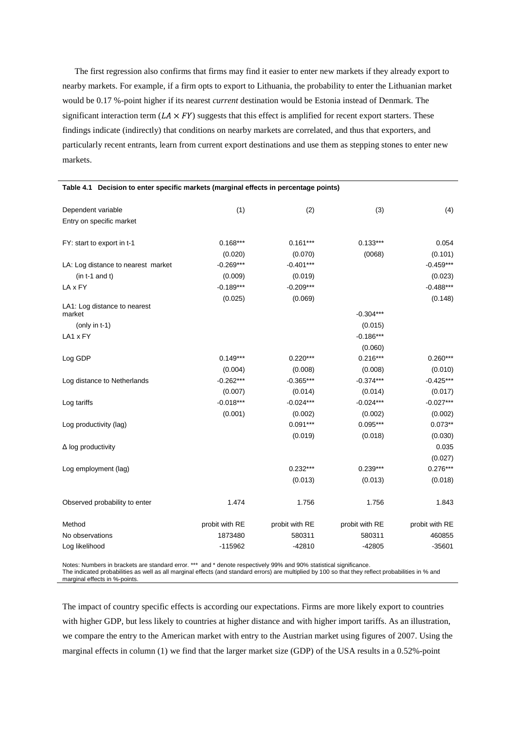The first regression also confirms that firms may find it easier to enter new markets if they already export to nearby markets. For example, if a firm opts to export to Lithuania, the probability to enter the Lithuanian market would be 0.17 %-point higher if its nearest *current* destination would be Estonia instead of Denmark. The significant interaction term ($LA \times FY$) suggests that this effect is amplified for recent export starters. These findings indicate (indirectly) that conditions on nearby markets are correlated, and thus that exporters, and particularly recent entrants, learn from current export destinations and use them as stepping stones to enter new markets.

**Table 4.1 Decision to enter specific markets (marginal effects in percentage points)**

| Dependent variable | (1) | (2) | (3) | (4) |
|---|---|---|---|---|
| Entry on specific market | | | | |
| FY: start to export in t-1 | 0.168*** | 0.161*** | 0.133*** | 0.054 |
| | (0.020) | (0.070) | (0068) | (0.101) |
| LA: Log distance to nearest market | -0.269*** | -0.401*** | | -0.459*** |
| (in t-1 and t) | (0.009) | (0.019) | | (0.023) |
| LA x FY | -0.189*** | -0.209*** | | -0.488*** |
| | (0.025) | (0.069) | | (0.148) |
| LA1: Log distance to nearest market | | | -0.304*** | |
| (only in t-1) | | | (0.015) | |
| LA1 x FY | | | -0.186*** | |
| | | | (0.060) | |
| Log GDP | 0.149*** | 0.220*** | 0.216*** | 0.260*** |
| | (0.004) | (0.008) | (0.008) | (0.010) |
| Log distance to Netherlands | -0.262*** | -0.365*** | -0.374*** | -0.425*** |
| | (0.007) | (0.014) | (0.014) | (0.017) |
| Log tariffs | -0.018*** | -0.024*** | -0.024*** | -0.027*** |
| | (0.001) | (0.002) | (0.002) | (0.002) |
| Log productivity (lag) | | 0.091*** | 0.095*** | 0.073** |
| | | (0.019) | (0.018) | (0.030) |
| Δ log productivity | | | | 0.035 |
| | | | | (0.027) |
| Log employment (lag) | | 0.232*** | 0.239*** | 0.276*** |
| | | (0.013) | (0.013) | (0.018) |
| Observed probability to enter | 1.474 | 1.756 | 1.756 | 1.843 |
| Method | probit with RE | probit with RE | probit with RE | probit with RE |
| No observations | 1873480 | 580311 | 580311 | 460855 |
| Log likelihood | -115962 | -42810 | -42805 | -35601 |

Notes: Numbers in brackets are standard error. *** and * denote respectively 99% and 90% statistical significance.
The indicated probabilities as well as all marginal effects (and standard errors) are multiplied by 100 so that they reflect probabilities in % and marginal effects in %-points.

The impact of country specific effects is according our expectations. Firms are more likely export to countries with higher GDP, but less likely to countries at higher distance and with higher import tariffs. As an illustration, we compare the entry to the American market with entry to the Austrian market using figures of 2007. Using the marginal effects in column (1) we find that the larger market size (GDP) of the USA results in a 0.52%-point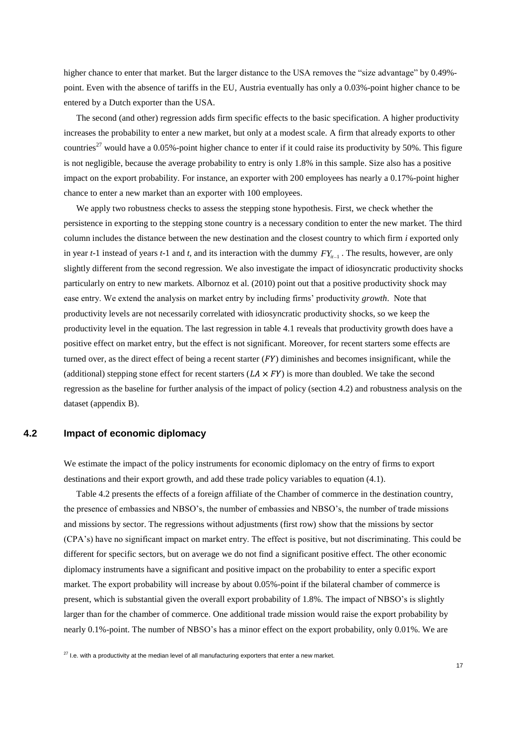higher chance to enter that market. But the larger distance to the USA removes the "size advantage" by 0.49%-point. Even with the absence of tariffs in the EU, Austria eventually has only a 0.03%-point higher chance to be entered by a Dutch exporter than the USA.

The second (and other) regression adds firm specific effects to the basic specification. A higher productivity increases the probability to enter a new market, but only at a modest scale. A firm that already exports to other countries[27] would have a 0.05%-point higher chance to enter if it could raise its productivity by 50%. This figure is not negligible, because the average probability to entry is only 1.8% in this sample. Size also has a positive impact on the export probability. For instance, an exporter with 200 employees has nearly a 0.17%-point higher chance to enter a new market than an exporter with 100 employees.

We apply two robustness checks to assess the stepping stone hypothesis. First, we check whether the persistence in exporting to the stepping stone country is a necessary condition to enter the new market. The third column includes the distance between the new destination and the closest country to which firm *i* exported only in year *t*-1 instead of years *t*-1 and *t*, and its interaction with the dummy $FY_{it-1}$. The results, however, are only slightly different from the second regression. We also investigate the impact of idiosyncratic productivity shocks particularly on entry to new markets. Albornoz et al. (2010) point out that a positive productivity shock may ease entry. We extend the analysis on market entry by including firms' productivity *growth*. Note that productivity levels are not necessarily correlated with idiosyncratic productivity shocks, so we keep the productivity level in the equation. The last regression in table 4.1 reveals that productivity growth does have a positive effect on market entry, but the effect is not significant. Moreover, for recent starters some effects are turned over, as the direct effect of being a recent starter ($FY$) diminishes and becomes insignificant, while the (additional) stepping stone effect for recent starters ($LA \times FY$) is more than doubled. We take the second regression as the baseline for further analysis of the impact of policy (section 4.2) and robustness analysis on the dataset (appendix B).

## 4.2 Impact of economic diplomacy

We estimate the impact of the policy instruments for economic diplomacy on the entry of firms to export destinations and their export growth, and add these trade policy variables to equation (4.1).

Table 4.2 presents the effects of a foreign affiliate of the Chamber of commerce in the destination country, the presence of embassies and NBSO's, the number of embassies and NBSO's, the number of trade missions and missions by sector. The regressions without adjustments (first row) show that the missions by sector (CPA's) have no significant impact on market entry. The effect is positive, but not discriminating. This could be different for specific sectors, but on average we do not find a significant positive effect. The other economic diplomacy instruments have a significant and positive impact on the probability to enter a specific export market. The export probability will increase by about 0.05%-point if the bilateral chamber of commerce is present, which is substantial given the overall export probability of 1.8%. The impact of NBSO's is slightly larger than for the chamber of commerce. One additional trade mission would raise the export probability by nearly 0.1%-point. The number of NBSO's has a minor effect on the export probability, only 0.01%. We are

[27] I.e. with a productivity at the median level of all manufacturing exporters that enter a new market.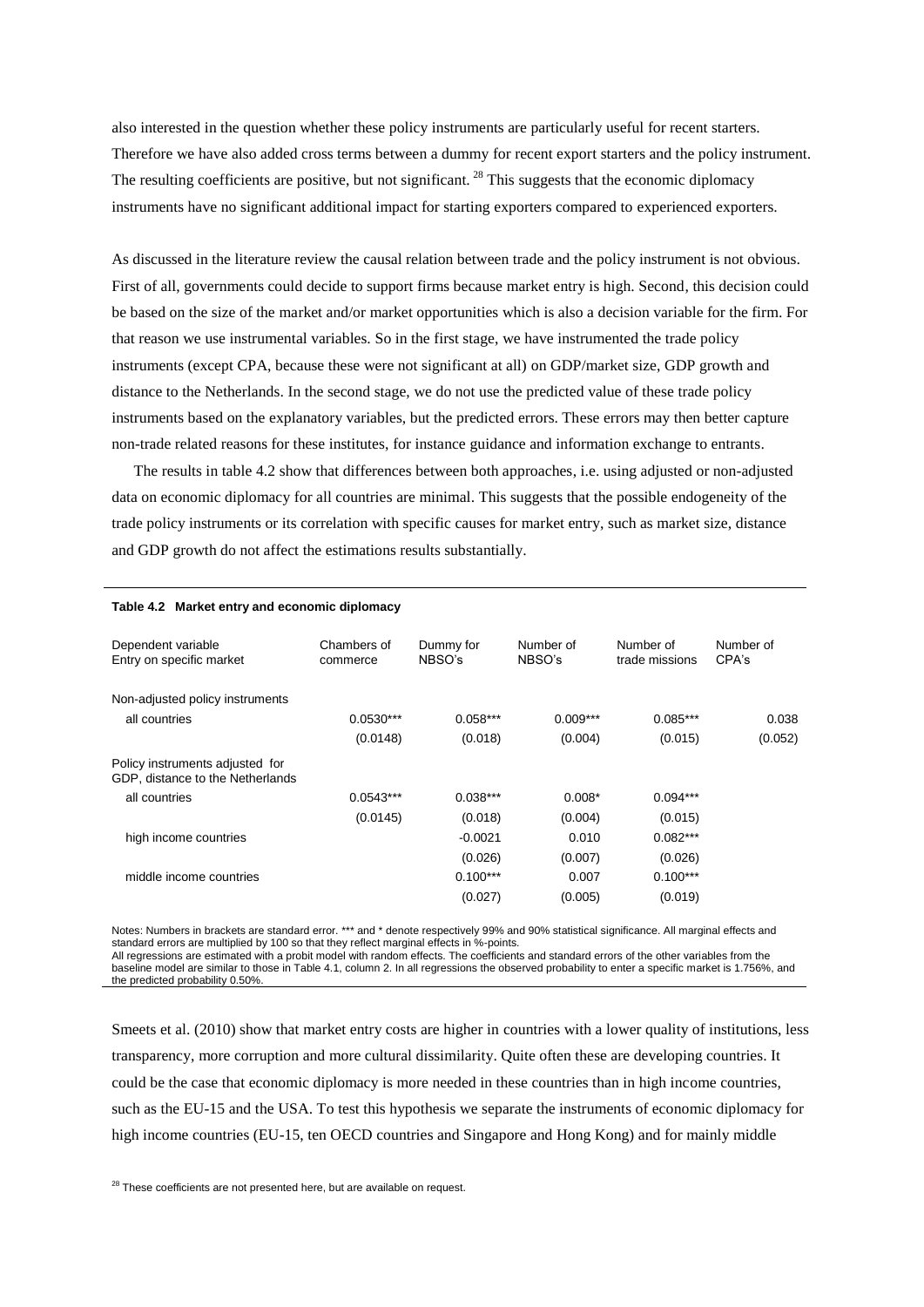also interested in the question whether these policy instruments are particularly useful for recent starters. Therefore we have also added cross terms between a dummy for recent export starters and the policy instrument. The resulting coefficients are positive, but not significant. [28] This suggests that the economic diplomacy instruments have no significant additional impact for starting exporters compared to experienced exporters.

As discussed in the literature review the causal relation between trade and the policy instrument is not obvious. First of all, governments could decide to support firms because market entry is high. Second, this decision could be based on the size of the market and/or market opportunities which is also a decision variable for the firm. For that reason we use instrumental variables. So in the first stage, we have instrumented the trade policy instruments (except CPA, because these were not significant at all) on GDP/market size, GDP growth and distance to the Netherlands. In the second stage, we do not use the predicted value of these trade policy instruments based on the explanatory variables, but the predicted errors. These errors may then better capture non-trade related reasons for these institutes, for instance guidance and information exchange to entrants.

The results in table 4.2 show that differences between both approaches, i.e. using adjusted or non-adjusted data on economic diplomacy for all countries are minimal. This suggests that the possible endogeneity of the trade policy instruments or its correlation with specific causes for market entry, such as market size, distance and GDP growth do not affect the estimations results substantially.

**Table 4.2 Market entry and economic diplomacy**

| Dependent variable Entry on specific market | Chambers of commerce | Dummy for NBSO's | Number of NBSO's | Number of trade missions | Number of CPA's |
|---|---|---|---|---|---|
| Non-adjusted policy instruments | | | | | |
| all countries | 0.0530*** | 0.058*** | 0.009*** | 0.085*** | 0.038 |
| | (0.0148) | (0.018) | (0.004) | (0.015) | (0.052) |
| Policy instruments adjusted for GDP, distance to the Netherlands | | | | | |
| all countries | 0.0543*** | 0.038*** | 0.008* | 0.094*** | |
| | (0.0145) | (0.018) | (0.004) | (0.015) | |
| high income countries | | -0.0021 | 0.010 | 0.082*** | |
| | | (0.026) | (0.007) | (0.026) | |
| middle income countries | | 0.100*** | 0.007 | 0.100*** | |
| | | (0.027) | (0.005) | (0.019) | |

Notes: Numbers in brackets are standard error. *** and * denote respectively 99% and 90% statistical significance. All marginal effects and standard errors are multiplied by 100 so that they reflect marginal effects in %-points.
All regressions are estimated with a probit model with random effects. The coefficients and standard errors of the other variables from the baseline model are similar to those in Table 4.1, column 2. In all regressions the observed probability to enter a specific market is 1.756%, and the predicted probability 0.50%.

Smeets et al. (2010) show that market entry costs are higher in countries with a lower quality of institutions, less transparency, more corruption and more cultural dissimilarity. Quite often these are developing countries. It could be the case that economic diplomacy is more needed in these countries than in high income countries, such as the EU-15 and the USA. To test this hypothesis we separate the instruments of economic diplomacy for high income countries (EU-15, ten OECD countries and Singapore and Hong Kong) and for mainly middle

[28] These coefficients are not presented here, but are available on request.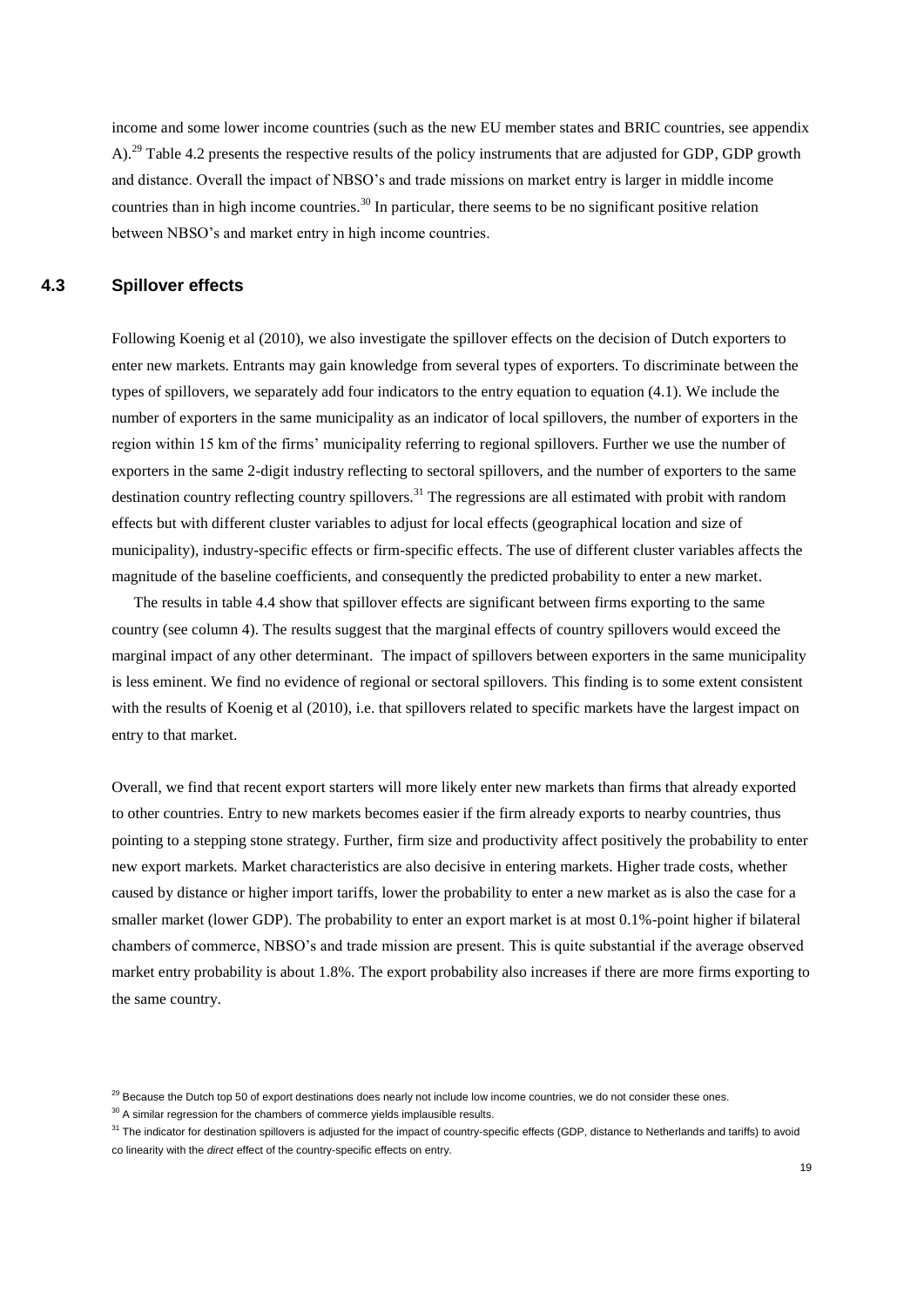income and some lower income countries (such as the new EU member states and BRIC countries, see appendix A).[29] Table 4.2 presents the respective results of the policy instruments that are adjusted for GDP, GDP growth and distance. Overall the impact of NBSO's and trade missions on market entry is larger in middle income countries than in high income countries.[30] In particular, there seems to be no significant positive relation between NBSO's and market entry in high income countries.

## 4.3 Spillover effects

Following Koenig et al (2010), we also investigate the spillover effects on the decision of Dutch exporters to enter new markets. Entrants may gain knowledge from several types of exporters. To discriminate between the types of spillovers, we separately add four indicators to the entry equation to equation (4.1). We include the number of exporters in the same municipality as an indicator of local spillovers, the number of exporters in the region within 15 km of the firms' municipality referring to regional spillovers. Further we use the number of exporters in the same 2-digit industry reflecting to sectoral spillovers, and the number of exporters to the same destination country reflecting country spillovers.[31] The regressions are all estimated with probit with random effects but with different cluster variables to adjust for local effects (geographical location and size of municipality), industry-specific effects or firm-specific effects. The use of different cluster variables affects the magnitude of the baseline coefficients, and consequently the predicted probability to enter a new market.

The results in table 4.4 show that spillover effects are significant between firms exporting to the same country (see column 4). The results suggest that the marginal effects of country spillovers would exceed the marginal impact of any other determinant. The impact of spillovers between exporters in the same municipality is less eminent. We find no evidence of regional or sectoral spillovers. This finding is to some extent consistent with the results of Koenig et al (2010), i.e. that spillovers related to specific markets have the largest impact on entry to that market.

Overall, we find that recent export starters will more likely enter new markets than firms that already exported to other countries. Entry to new markets becomes easier if the firm already exports to nearby countries, thus pointing to a stepping stone strategy. Further, firm size and productivity affect positively the probability to enter new export markets. Market characteristics are also decisive in entering markets. Higher trade costs, whether caused by distance or higher import tariffs, lower the probability to enter a new market as is also the case for a smaller market (lower GDP). The probability to enter an export market is at most 0.1%-point higher if bilateral chambers of commerce, NBSO's and trade mission are present. This is quite substantial if the average observed market entry probability is about 1.8%. The export probability also increases if there are more firms exporting to the same country.

[29] Because the Dutch top 50 of export destinations does nearly not include low income countries, we do not consider these ones.

[30] A similar regression for the chambers of commerce yields implausible results.

[31] The indicator for destination spillovers is adjusted for the impact of country-specific effects (GDP, distance to Netherlands and tariffs) to avoid co linearity with the *direct* effect of the country-specific effects on entry.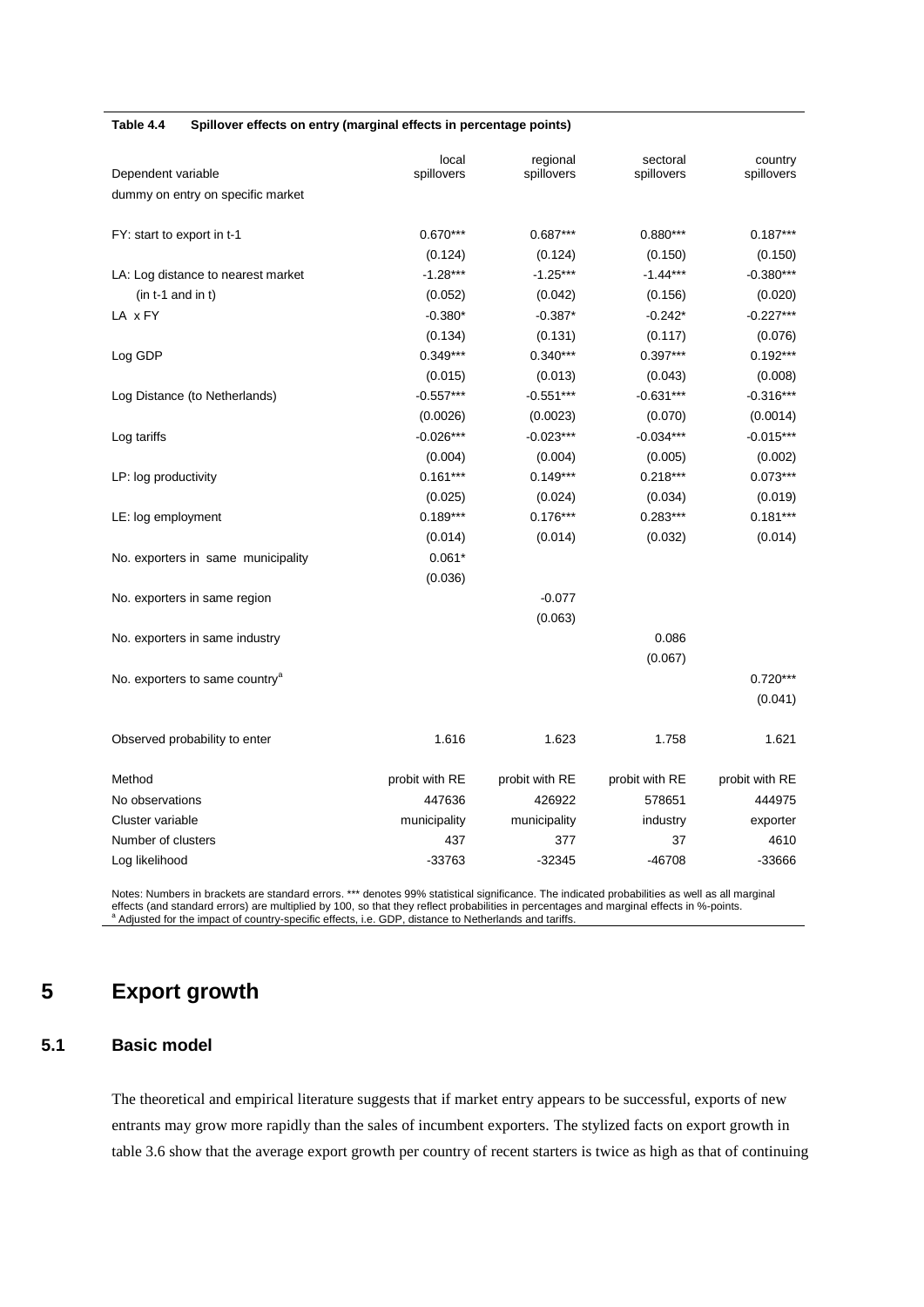**Table 4.4 Spillover effects on entry (marginal effects in percentage points)**

| Dependent variable | local spillovers | regional spillovers | sectoral spillovers | country spillovers |
|---|---|---|---|---|
| dummy on entry on specific market | | | | |
| FY: start to export in t-1 | 0.670*** | 0.687*** | 0.880*** | 0.187*** |
| | (0.124) | (0.124) | (0.150) | (0.150) |
| LA: Log distance to nearest market | -1.28*** | -1.25*** | -1.44*** | -0.380*** |
| (in t-1 and in t) | (0.052) | (0.042) | (0.156) | (0.020) |
| LA x FY | -0.380* | -0.387* | -0.242* | -0.227*** |
| | (0.134) | (0.131) | (0.117) | (0.076) |
| Log GDP | 0.349*** | 0.340*** | 0.397*** | 0.192*** |
| | (0.015) | (0.013) | (0.043) | (0.008) |
| Log Distance (to Netherlands) | -0.557*** | -0.551*** | -0.631*** | -0.316*** |
| | (0.0026) | (0.0023) | (0.070) | (0.0014) |
| Log tariffs | -0.026*** | -0.023*** | -0.034*** | -0.015*** |
| | (0.004) | (0.004) | (0.005) | (0.002) |
| LP: log productivity | 0.161*** | 0.149*** | 0.218*** | 0.073*** |
| | (0.025) | (0.024) | (0.034) | (0.019) |
| LE: log employment | 0.189*** | 0.176*** | 0.283*** | 0.181*** |
| | (0.014) | (0.014) | (0.032) | (0.014) |
| No. exporters in same municipality | 0.061* | | | |
| | (0.036) | | | |
| No. exporters in same region | | -0.077 | | |
| | | (0.063) | | |
| No. exporters in same industry | | | 0.086 | |
| | | | (0.067) | |
| No. exporters to same country[a] | | | | 0.720*** |
| | | | | (0.041) |
| Observed probability to enter | 1.616 | 1.623 | 1.758 | 1.621 |
| Method | probit with RE | probit with RE | probit with RE | probit with RE |
| No observations | 447636 | 426922 | 578651 | 444975 |
| Cluster variable | municipality | municipality | industry | exporter |
| Number of clusters | 437 | 377 | 37 | 4610 |
| Log likelihood | -33763 | -32345 | -46708 | -33666 |

Notes: Numbers in brackets are standard errors. *** denotes 99% statistical significance. The indicated probabilities as well as all marginal effects (and standard errors) are multiplied by 100, so that they reflect probabilities in percentages and marginal effects in %-points.
[a] Adjusted for the impact of country-specific effects, i.e. GDP, distance to Netherlands and tariffs.

# 5 Export growth

## 5.1 Basic model

The theoretical and empirical literature suggests that if market entry appears to be successful, exports of new entrants may grow more rapidly than the sales of incumbent exporters. The stylized facts on export growth in table 3.6 show that the average export growth per country of recent starters is twice as high as that of continuing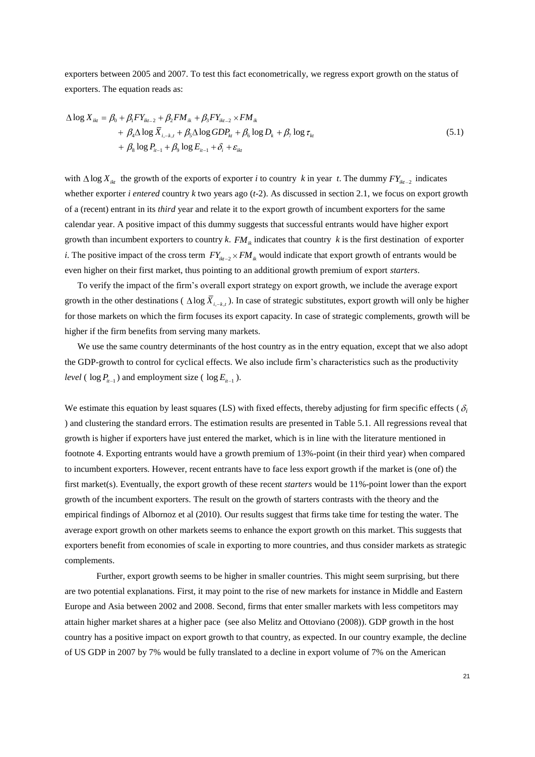exporters between 2005 and 2007. To test this fact econometrically, we regress export growth on the status of exporters. The equation reads as:

$$
\begin{aligned}
\Delta \log X_{ikt} = \beta_0 + \beta_1 FY_{ikt-2} + \beta_2 FM_{ik} + \beta_3 FY_{ikt-2} \times FM_{ik} \\
+ \beta_4 \Delta \log \bar{X}_{i,-k,t} + \beta_5 \Delta \log GDP_{kt} + \beta_6 \log D_k + \beta_7 \log \tau_{kt} \\
+ \beta_8 \log P_{it-1} + \beta_9 \log E_{it-1} + \delta_i + \varepsilon_{ikt}
\end{aligned}
\tag{5.1}
$$

with $\Delta \log X_{ikt}$ the growth of the exports of exporter *i* to country *k* in year *t*. The dummy $FY_{ikt-2}$ indicates whether exporter *i entered* country *k* two years ago (*t*-2). As discussed in section 2.1, we focus on export growth of a (recent) entrant in its *third* year and relate it to the export growth of incumbent exporters for the same calendar year. A positive impact of this dummy suggests that successful entrants would have higher export growth than incumbent exporters to country *k*. $FM_{ik}$ indicates that country *k* is the first destination of exporter *i*. The positive impact of the cross term $FY_{ikt-2} \times FM_{ik}$ would indicate that export growth of entrants would be even higher on their first market, thus pointing to an additional growth premium of export *starters*.

To verify the impact of the firm's overall export strategy on export growth, we include the average export growth in the other destinations ( $\Delta \log \bar{X}_{i,-k,t}$ ). In case of strategic substitutes, export growth will only be higher for those markets on which the firm focuses its export capacity. In case of strategic complements, growth will be higher if the firm benefits from serving many markets.

We use the same country determinants of the host country as in the entry equation, except that we also adopt the GDP-growth to control for cyclical effects. We also include firm's characteristics such as the productivity *level* ( $\log P_{it-1}$ ) and employment size ( $\log E_{it-1}$ ).

We estimate this equation by least squares (LS) with fixed effects, thereby adjusting for firm specific effects ( $\delta_i$ ) and clustering the standard errors. The estimation results are presented in Table 5.1. All regressions reveal that growth is higher if exporters have just entered the market, which is in line with the literature mentioned in footnote 4. Exporting entrants would have a growth premium of 13%-point (in their third year) when compared to incumbent exporters. However, recent entrants have to face less export growth if the market is (one of) the first market(s). Eventually, the export growth of these recent *starters* would be 11%-point lower than the export growth of the incumbent exporters. The result on the growth of starters contrasts with the theory and the empirical findings of Albornoz et al (2010). Our results suggest that firms take time for testing the water. The average export growth on other markets seems to enhance the export growth on this market. This suggests that exporters benefit from economies of scale in exporting to more countries, and thus consider markets as strategic complements.

Further, export growth seems to be higher in smaller countries. This might seem surprising, but there are two potential explanations. First, it may point to the rise of new markets for instance in Middle and Eastern Europe and Asia between 2002 and 2008. Second, firms that enter smaller markets with less competitors may attain higher market shares at a higher pace (see also Melitz and Ottoviano (2008)). GDP growth in the host country has a positive impact on export growth to that country, as expected. In our country example, the decline of US GDP in 2007 by 7% would be fully translated to a decline in export volume of 7% on the American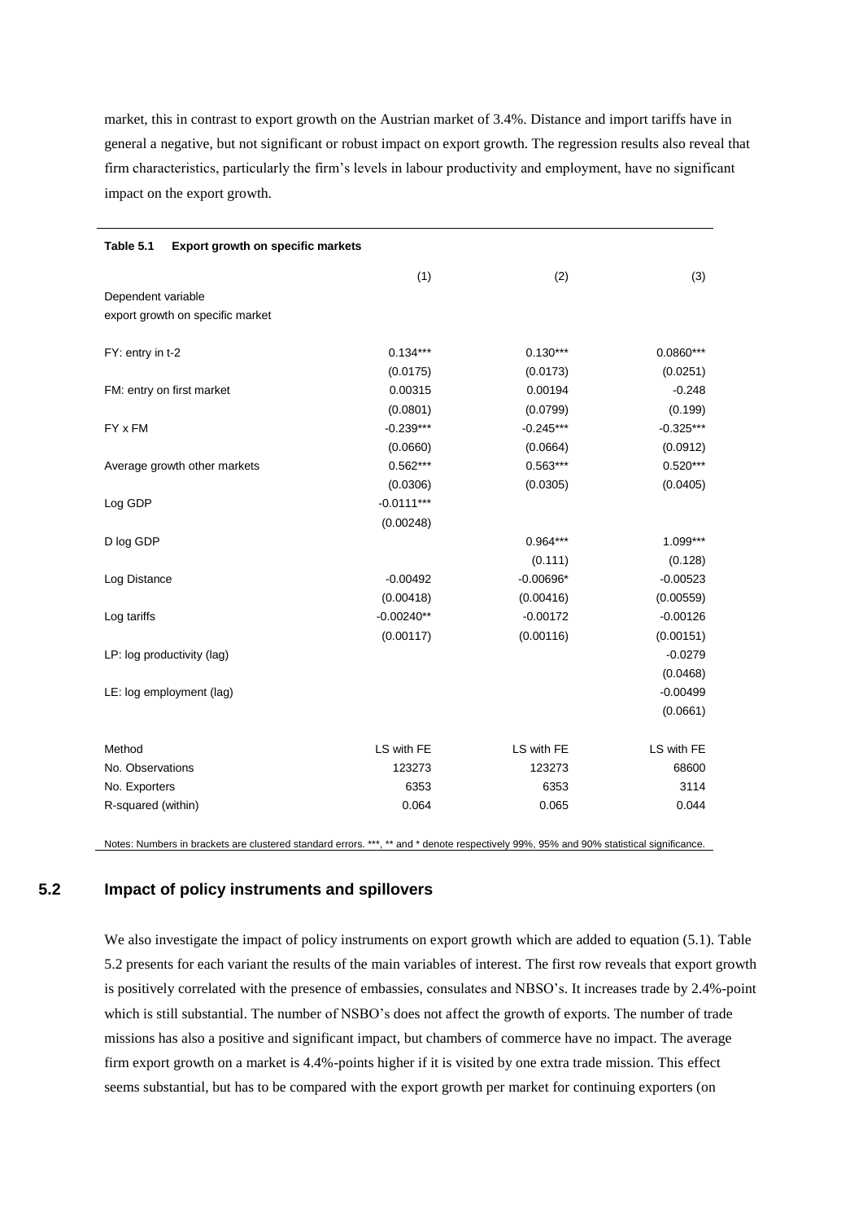market, this in contrast to export growth on the Austrian market of 3.4%. Distance and import tariffs have in general a negative, but not significant or robust impact on export growth. The regression results also reveal that firm characteristics, particularly the firm's levels in labour productivity and employment, have no significant impact on the export growth.

**Table 5.1 Export growth on specific markets**

| | (1) | (2) | (3) |
|---|---|---|---|
| Dependent variable | | | |
| export growth on specific market | | | |
| FY: entry in t-2 | 0.134*** | 0.130*** | 0.0860*** |
| | (0.0175) | (0.0173) | (0.0251) |
| FM: entry on first market | 0.00315 | 0.00194 | -0.248 |
| | (0.0801) | (0.0799) | (0.199) |
| FY x FM | -0.239*** | -0.245*** | -0.325*** |
| | (0.0660) | (0.0664) | (0.0912) |
| Average growth other markets | 0.562*** | 0.563*** | 0.520*** |
| | (0.0306) | (0.0305) | (0.0405) |
| Log GDP | -0.0111*** | | |
| | (0.00248) | | |
| D log GDP | | 0.964*** | 1.099*** |
| | | (0.111) | (0.128) |
| Log Distance | -0.00492 | -0.00696* | -0.00523 |
| | (0.00418) | (0.00416) | (0.00559) |
| Log tariffs | -0.00240** | -0.00172 | -0.00126 |
| | (0.00117) | (0.00116) | (0.00151) |
| LP: log productivity (lag) | | | -0.0279 |
| | | | (0.0468) |
| LE: log employment (lag) | | | -0.00499 |
| | | | (0.0661) |
| Method | LS with FE | LS with FE | LS with FE |
| No. Observations | 123273 | 123273 | 68600 |
| No. Exporters | 6353 | 6353 | 3114 |
| R-squared (within) | 0.064 | 0.065 | 0.044 |

Notes: Numbers in brackets are clustered standard errors. ***, ** and * denote respectively 99%, 95% and 90% statistical significance.

## 5.2 Impact of policy instruments and spillovers

We also investigate the impact of policy instruments on export growth which are added to equation (5.1). Table 5.2 presents for each variant the results of the main variables of interest. The first row reveals that export growth is positively correlated with the presence of embassies, consulates and NBSO's. It increases trade by 2.4%-point which is still substantial. The number of NSBO's does not affect the growth of exports. The number of trade missions has also a positive and significant impact, but chambers of commerce have no impact. The average firm export growth on a market is 4.4%-points higher if it is visited by one extra trade mission. This effect seems substantial, but has to be compared with the export growth per market for continuing exporters (on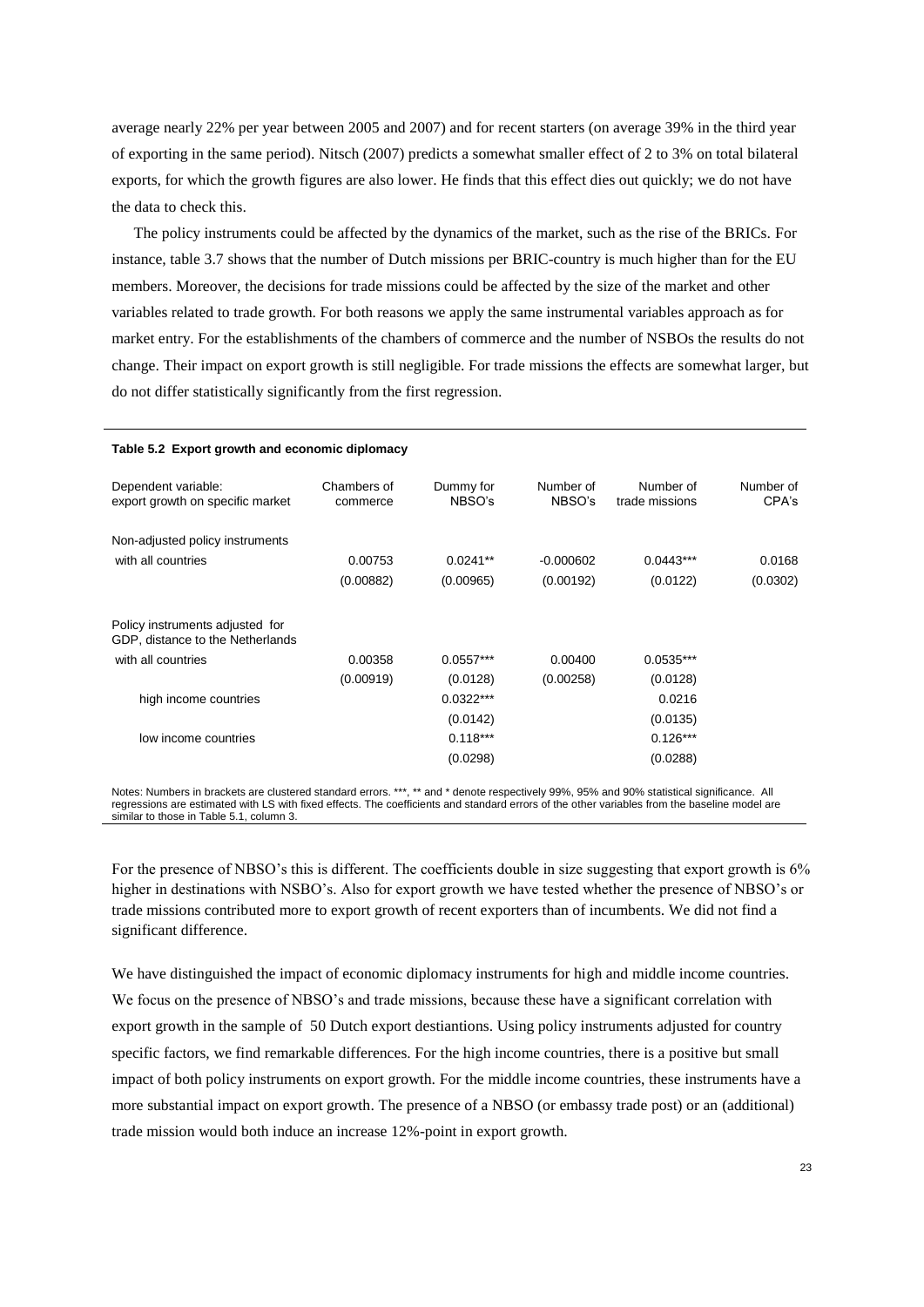average nearly 22% per year between 2005 and 2007) and for recent starters (on average 39% in the third year of exporting in the same period). Nitsch (2007) predicts a somewhat smaller effect of 2 to 3% on total bilateral exports, for which the growth figures are also lower. He finds that this effect dies out quickly; we do not have the data to check this.

The policy instruments could be affected by the dynamics of the market, such as the rise of the BRICs. For instance, table 3.7 shows that the number of Dutch missions per BRIC-country is much higher than for the EU members. Moreover, the decisions for trade missions could be affected by the size of the market and other variables related to trade growth. For both reasons we apply the same instrumental variables approach as for market entry. For the establishments of the chambers of commerce and the number of NSBOs the results do not change. Their impact on export growth is still negligible. For trade missions the effects are somewhat larger, but do not differ statistically significantly from the first regression.

**Table 5.2 Export growth and economic diplomacy**

| Dependent variable: export growth on specific market | Chambers of commerce | Dummy for NBSO's | Number of NBSO's | Number of trade missions | Number of CPA's |
|---|---|---|---|---|---|
| Non-adjusted policy instruments | | | | | |
| with all countries | 0.00753 | 0.0241** | -0.000602 | 0.0443*** | 0.0168 |
| | (0.00882) | (0.00965) | (0.00192) | (0.0122) | (0.0302) |
| Policy instruments adjusted for GDP, distance to the Netherlands | | | | | |
| with all countries | 0.00358 | 0.0557*** | 0.00400 | 0.0535*** | |
| | (0.00919) | (0.0128) | (0.00258) | (0.0128) | |
| high income countries | | 0.0322*** | | 0.0216 | |
| | | (0.0142) | | (0.0135) | |
| low income countries | | 0.118*** | | 0.126*** | |
| | | (0.0298) | | (0.0288) | |

Notes: Numbers in brackets are clustered standard errors. ***, ** and * denote respectively 99%, 95% and 90% statistical significance. All regressions are estimated with LS with fixed effects. The coefficients and standard errors of the other variables from the baseline model are similar to those in Table 5.1, column 3.

For the presence of NBSO's this is different. The coefficients double in size suggesting that export growth is 6% higher in destinations with NSBO's. Also for export growth we have tested whether the presence of NBSO's or trade missions contributed more to export growth of recent exporters than of incumbents. We did not find a significant difference.

We have distinguished the impact of economic diplomacy instruments for high and middle income countries. We focus on the presence of NBSO's and trade missions, because these have a significant correlation with export growth in the sample of 50 Dutch export destiantions. Using policy instruments adjusted for country specific factors, we find remarkable differences. For the high income countries, there is a positive but small impact of both policy instruments on export growth. For the middle income countries, these instruments have a more substantial impact on export growth. The presence of a NBSO (or embassy trade post) or an (additional) trade mission would both induce an increase 12%-point in export growth.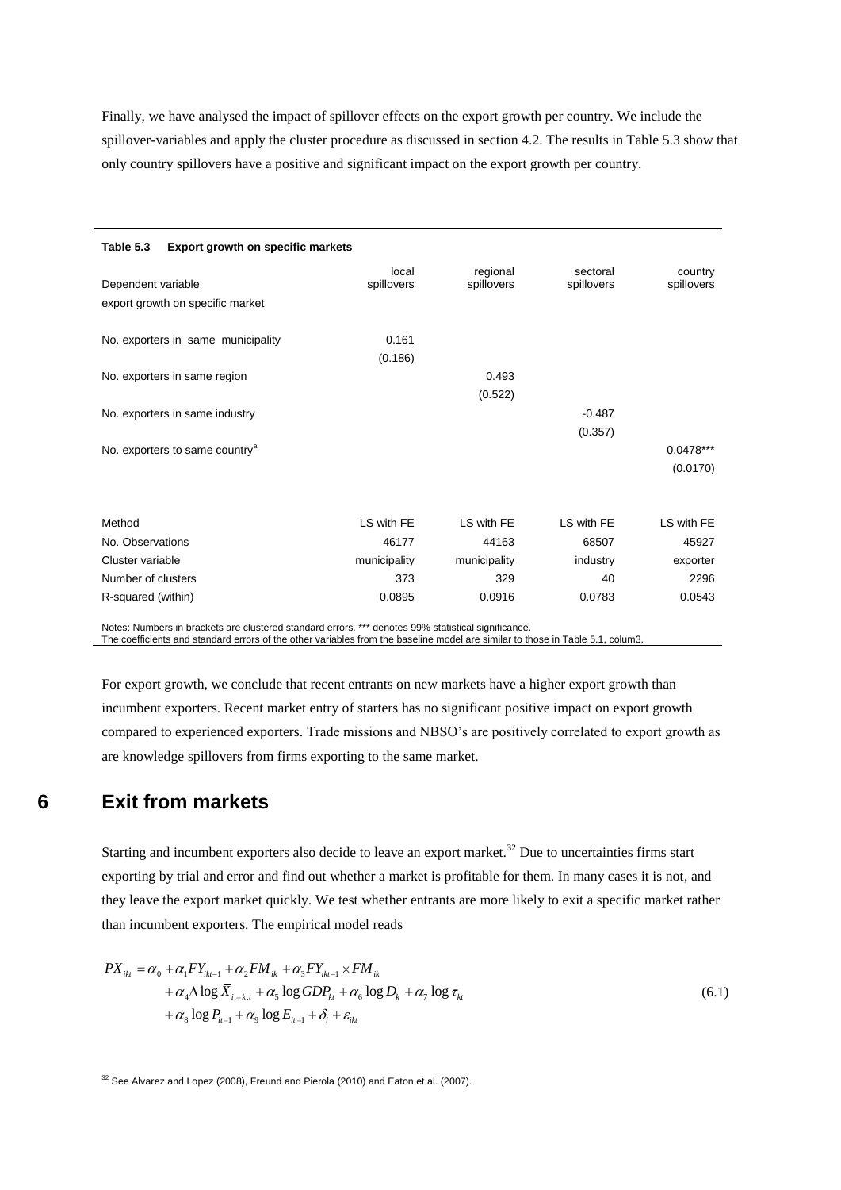Finally, we have analysed the impact of spillover effects on the export growth per country. We include the spillover-variables and apply the cluster procedure as discussed in section 4.2. The results in Table 5.3 show that only country spillovers have a positive and significant impact on the export growth per country.

**Table 5.3 Export growth on specific markets**

| Dependent variable | local spillovers | regional spillovers | sectoral spillovers | country spillovers |
|---|---|---|---|---|
| export growth on specific market | | | | |
| No. exporters in same municipality | 0.161 | | | |
| | (0.186) | | | |
| No. exporters in same region | | 0.493 | | |
| | | (0.522) | | |
| No. exporters in same industry | | | -0.487 | |
| | | | (0.357) | |
| No. exporters to same country[a] | | | | 0.0478*** |
| | | | | (0.0170) |
| Method | LS with FE | LS with FE | LS with FE | LS with FE |
| No. Observations | 46177 | 44163 | 68507 | 45927 |
| Cluster variable | municipality | municipality | industry | exporter |
| Number of clusters | 373 | 329 | 40 | 2296 |
| R-squared (within) | 0.0895 | 0.0916 | 0.0783 | 0.0543 |

Notes: Numbers in brackets are clustered standard errors. *** denotes 99% statistical significance.
The coefficients and standard errors of the other variables from the baseline model are similar to those in Table 5.1, colum3.

For export growth, we conclude that recent entrants on new markets have a higher export growth than incumbent exporters. Recent market entry of starters has no significant positive impact on export growth compared to experienced exporters. Trade missions and NBSO's are positively correlated to export growth as are knowledge spillovers from firms exporting to the same market.

# 6 Exit from markets

Starting and incumbent exporters also decide to leave an export market.[32] Due to uncertainties firms start exporting by trial and error and find out whether a market is profitable for them. In many cases it is not, and they leave the export market quickly. We test whether entrants are more likely to exit a specific market rather than incumbent exporters. The empirical model reads

$$
\begin{aligned}
PX_{ikt} = \alpha_0 &+ \alpha_1 FY_{ikt-1} + \alpha_2 FM_{ik} + \alpha_3 FY_{ikt-1} \times FM_{ik} \\
&+ \alpha_4 \Delta \log \bar{X}_{i,-k,t} + \alpha_5 \log GDP_{kt} + \alpha_6 \log D_k + \alpha_7 \log \tau_{kt} \\
&+ \alpha_8 \log P_{it-1} + \alpha_9 \log E_{it-1} + \delta_i + \varepsilon_{ikt}
\end{aligned}
\tag{6.1}
$$

[32] See Alvarez and Lopez (2008), Freund and Pierola (2010) and Eaton et al. (2007).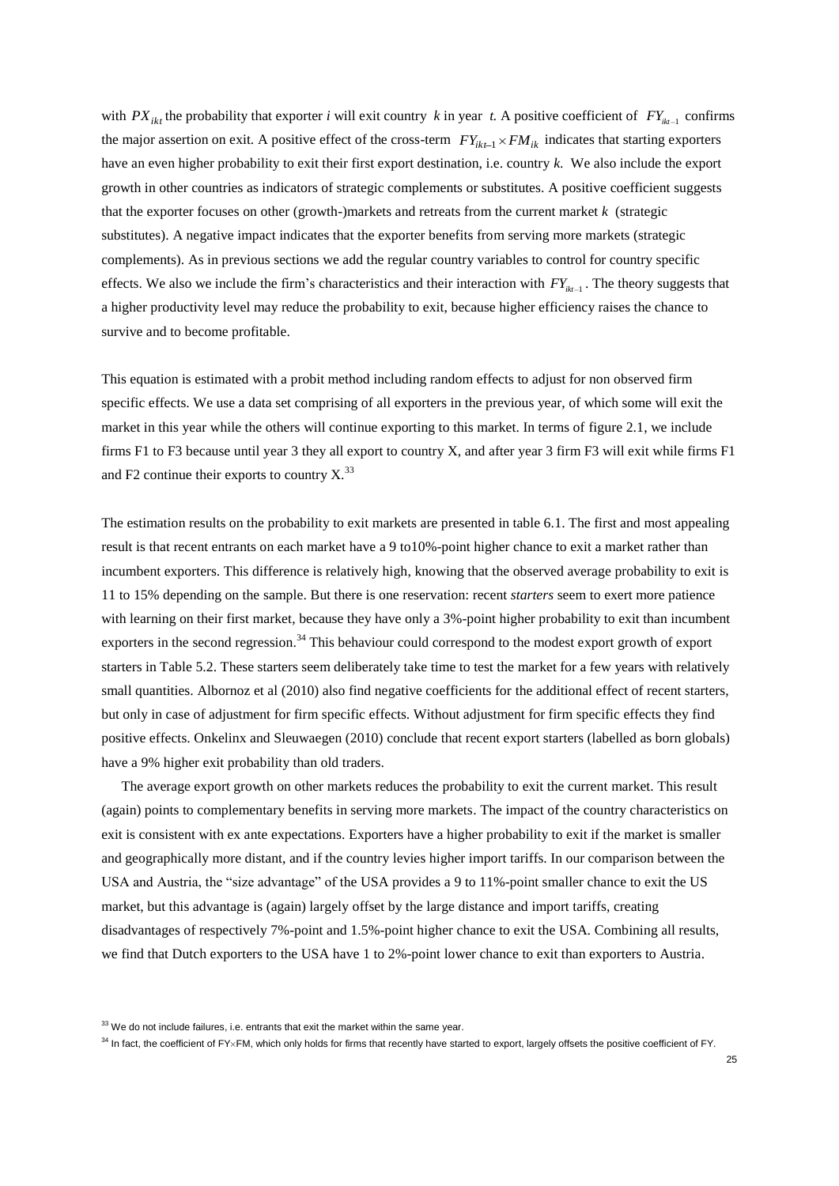with $PX_{ikt}$ the probability that exporter *i* will exit country *k* in year *t*. A positive coefficient of $FY_{ikt-1}$ confirms the major assertion on exit. A positive effect of the cross-term $FY_{ikt-1} \times FM_{ik}$ indicates that starting exporters have an even higher probability to exit their first export destination, i.e. country *k*. We also include the export growth in other countries as indicators of strategic complements or substitutes. A positive coefficient suggests that the exporter focuses on other (growth-)markets and retreats from the current market *k* (strategic substitutes). A negative impact indicates that the exporter benefits from serving more markets (strategic complements). As in previous sections we add the regular country variables to control for country specific effects. We also we include the firm's characteristics and their interaction with $FY_{ikt-1}$. The theory suggests that a higher productivity level may reduce the probability to exit, because higher efficiency raises the chance to survive and to become profitable.

This equation is estimated with a probit method including random effects to adjust for non observed firm specific effects. We use a data set comprising of all exporters in the previous year, of which some will exit the market in this year while the others will continue exporting to this market. In terms of figure 2.1, we include firms F1 to F3 because until year 3 they all export to country X, and after year 3 firm F3 will exit while firms F1 and F2 continue their exports to country X.[33]

The estimation results on the probability to exit markets are presented in table 6.1. The first and most appealing result is that recent entrants on each market have a 9 to10%-point higher chance to exit a market rather than incumbent exporters. This difference is relatively high, knowing that the observed average probability to exit is 11 to 15% depending on the sample. But there is one reservation: recent *starters* seem to exert more patience with learning on their first market, because they have only a 3%-point higher probability to exit than incumbent exporters in the second regression.[34] This behaviour could correspond to the modest export growth of export starters in Table 5.2. These starters seem deliberately take time to test the market for a few years with relatively small quantities. Albornoz et al (2010) also find negative coefficients for the additional effect of recent starters, but only in case of adjustment for firm specific effects. Without adjustment for firm specific effects they find positive effects. Onkelinx and Sleuwaegen (2010) conclude that recent export starters (labelled as born globals) have a 9% higher exit probability than old traders.

The average export growth on other markets reduces the probability to exit the current market. This result (again) points to complementary benefits in serving more markets. The impact of the country characteristics on exit is consistent with ex ante expectations. Exporters have a higher probability to exit if the market is smaller and geographically more distant, and if the country levies higher import tariffs. In our comparison between the USA and Austria, the "size advantage" of the USA provides a 9 to 11%-point smaller chance to exit the US market, but this advantage is (again) largely offset by the large distance and import tariffs, creating disadvantages of respectively 7%-point and 1.5%-point higher chance to exit the USA. Combining all results, we find that Dutch exporters to the USA have 1 to 2%-point lower chance to exit than exporters to Austria.

[33] We do not include failures, i.e. entrants that exit the market within the same year.

[34] In fact, the coefficient of FY×FM, which only holds for firms that recently have started to export, largely offsets the positive coefficient of FY.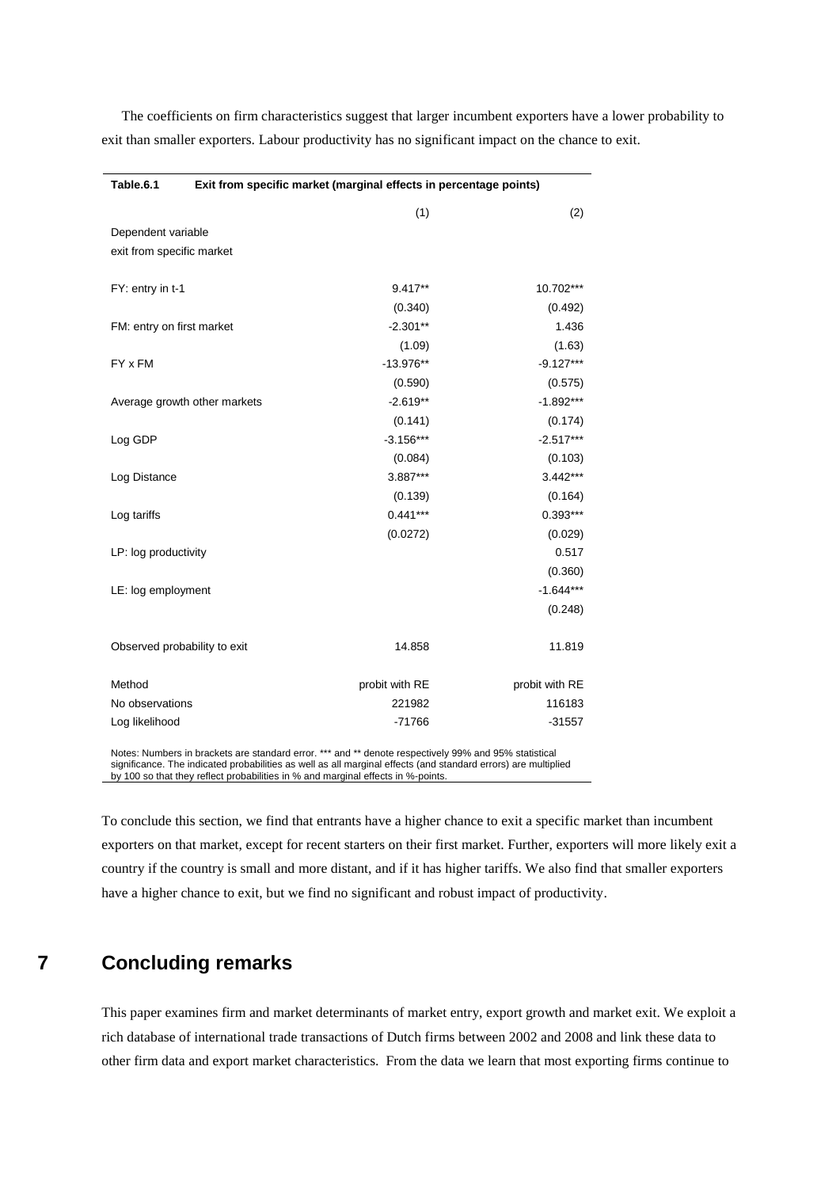The coefficients on firm characteristics suggest that larger incumbent exporters have a lower probability to exit than smaller exporters. Labour productivity has no significant impact on the chance to exit.

**Table.6.1 Exit from specific market (marginal effects in percentage points)**

| | (1) | (2) |
|---|---|---|
| Dependent variable | | |
| exit from specific market | | |
| FY: entry in t-1 | 9.417** | 10.702*** |
| | (0.340) | (0.492) |
| FM: entry on first market | -2.301** | 1.436 |
| | (1.09) | (1.63) |
| FY x FM | -13.976** | -9.127*** |
| | (0.590) | (0.575) |
| Average growth other markets | -2.619** | -1.892*** |
| | (0.141) | (0.174) |
| Log GDP | -3.156*** | -2.517*** |
| | (0.084) | (0.103) |
| Log Distance | 3.887*** | 3.442*** |
| | (0.139) | (0.164) |
| Log tariffs | 0.441*** | 0.393*** |
| | (0.0272) | (0.029) |
| LP: log productivity | | 0.517 |
| | | (0.360) |
| LE: log employment | | -1.644*** |
| | | (0.248) |
| Observed probability to exit | 14.858 | 11.819 |
| Method | probit with RE | probit with RE |
| No observations | 221982 | 116183 |
| Log likelihood | -71766 | -31557 |

Notes: Numbers in brackets are standard error. *** and ** denote respectively 99% and 95% statistical significance. The indicated probabilities as well as all marginal effects (and standard errors) are multiplied by 100 so that they reflect probabilities in % and marginal effects in %-points.

To conclude this section, we find that entrants have a higher chance to exit a specific market than incumbent exporters on that market, except for recent starters on their first market. Further, exporters will more likely exit a country if the country is small and more distant, and if it has higher tariffs. We also find that smaller exporters have a higher chance to exit, but we find no significant and robust impact of productivity.

# 7 Concluding remarks

This paper examines firm and market determinants of market entry, export growth and market exit. We exploit a rich database of international trade transactions of Dutch firms between 2002 and 2008 and link these data to other firm data and export market characteristics. From the data we learn that most exporting firms continue to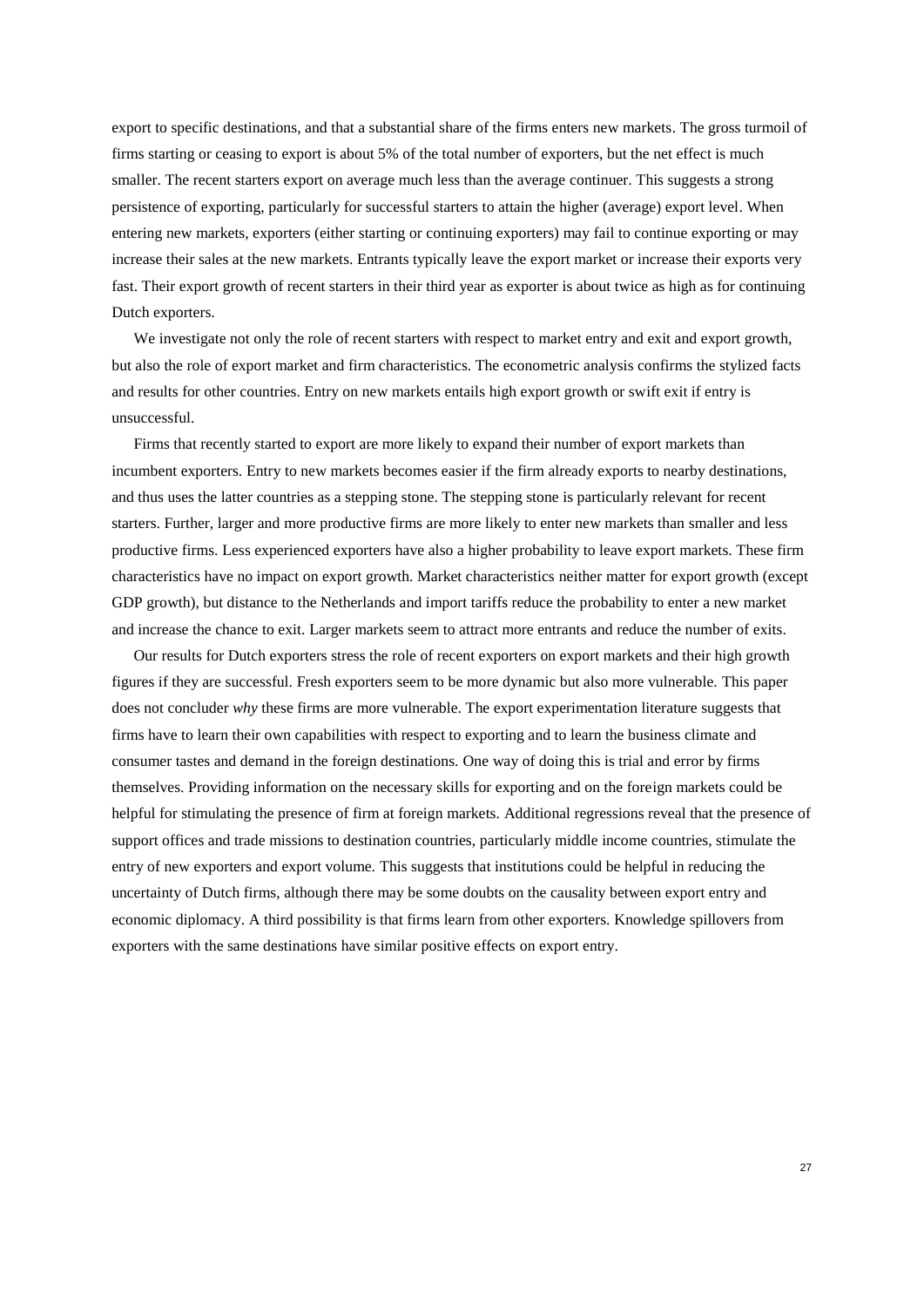export to specific destinations, and that a substantial share of the firms enters new markets. The gross turmoil of firms starting or ceasing to export is about 5% of the total number of exporters, but the net effect is much smaller. The recent starters export on average much less than the average continuer. This suggests a strong persistence of exporting, particularly for successful starters to attain the higher (average) export level. When entering new markets, exporters (either starting or continuing exporters) may fail to continue exporting or may increase their sales at the new markets. Entrants typically leave the export market or increase their exports very fast. Their export growth of recent starters in their third year as exporter is about twice as high as for continuing Dutch exporters.

We investigate not only the role of recent starters with respect to market entry and exit and export growth, but also the role of export market and firm characteristics. The econometric analysis confirms the stylized facts and results for other countries. Entry on new markets entails high export growth or swift exit if entry is unsuccessful.

Firms that recently started to export are more likely to expand their number of export markets than incumbent exporters. Entry to new markets becomes easier if the firm already exports to nearby destinations, and thus uses the latter countries as a stepping stone. The stepping stone is particularly relevant for recent starters. Further, larger and more productive firms are more likely to enter new markets than smaller and less productive firms. Less experienced exporters have also a higher probability to leave export markets. These firm characteristics have no impact on export growth. Market characteristics neither matter for export growth (except GDP growth), but distance to the Netherlands and import tariffs reduce the probability to enter a new market and increase the chance to exit. Larger markets seem to attract more entrants and reduce the number of exits.

Our results for Dutch exporters stress the role of recent exporters on export markets and their high growth figures if they are successful. Fresh exporters seem to be more dynamic but also more vulnerable. This paper does not concluder *why* these firms are more vulnerable. The export experimentation literature suggests that firms have to learn their own capabilities with respect to exporting and to learn the business climate and consumer tastes and demand in the foreign destinations. One way of doing this is trial and error by firms themselves. Providing information on the necessary skills for exporting and on the foreign markets could be helpful for stimulating the presence of firm at foreign markets. Additional regressions reveal that the presence of support offices and trade missions to destination countries, particularly middle income countries, stimulate the entry of new exporters and export volume. This suggests that institutions could be helpful in reducing the uncertainty of Dutch firms, although there may be some doubts on the causality between export entry and economic diplomacy. A third possibility is that firms learn from other exporters. Knowledge spillovers from exporters with the same destinations have similar positive effects on export entry.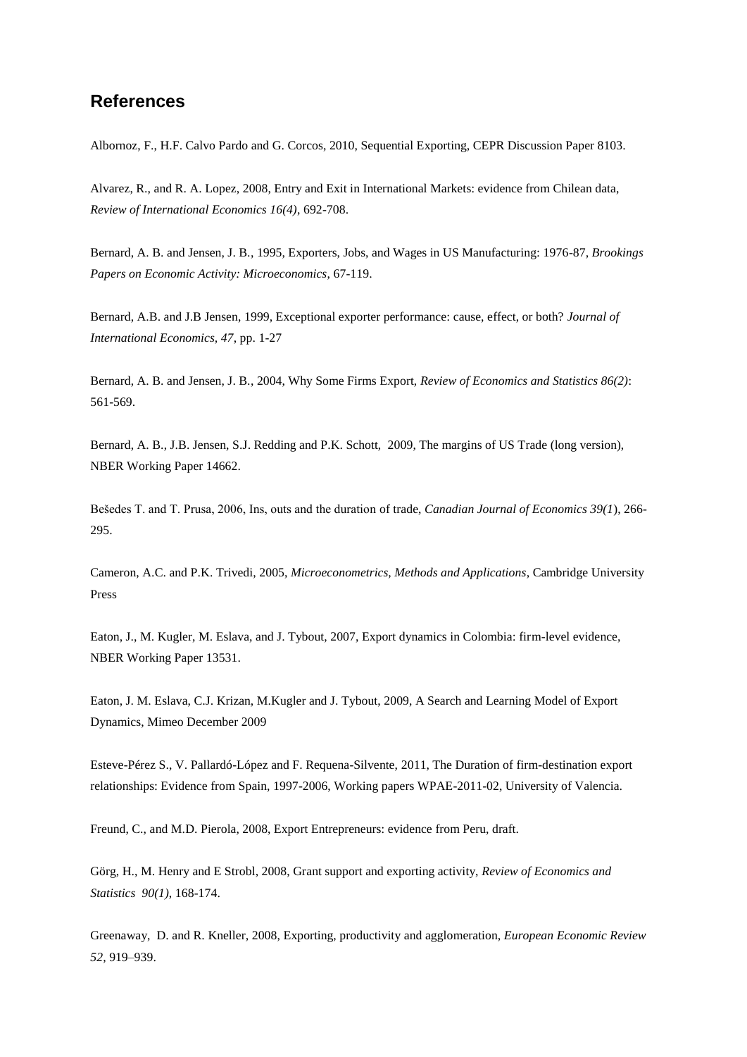## References

Albornoz, F., H.F. Calvo Pardo and G. Corcos, 2010, Sequential Exporting, CEPR Discussion Paper 8103.

Alvarez, R., and R. A. Lopez, 2008, Entry and Exit in International Markets: evidence from Chilean data, *Review of International Economics 16(4)*, 692-708.

Bernard, A. B. and Jensen, J. B., 1995, Exporters, Jobs, and Wages in US Manufacturing: 1976-87, *Brookings Papers on Economic Activity: Microeconomics*, 67-119.

Bernard, A.B. and J.B Jensen, 1999, Exceptional exporter performance: cause, effect, or both? *Journal of International Economics, 47*, pp. 1-27

Bernard, A. B. and Jensen, J. B., 2004, Why Some Firms Export, *Review of Economics and Statistics 86(2)*: 561-569.

Bernard, A. B., J.B. Jensen, S.J. Redding and P.K. Schott, 2009, The margins of US Trade (long version), NBER Working Paper 14662.

Bešedes T. and T. Prusa, 2006, Ins, outs and the duration of trade, *Canadian Journal of Economics 39(1*), 266-295.

Cameron, A.C. and P.K. Trivedi, 2005, *Microeconometrics, Methods and Applications*, Cambridge University Press

Eaton, J., M. Kugler, M. Eslava, and J. Tybout, 2007, Export dynamics in Colombia: firm-level evidence, NBER Working Paper 13531.

Eaton, J. M. Eslava, C.J. Krizan, M.Kugler and J. Tybout, 2009, A Search and Learning Model of Export Dynamics, Mimeo December 2009

Esteve-Pérez S., V. Pallardó-López and F. Requena-Silvente, 2011, The Duration of firm-destination export relationships: Evidence from Spain, 1997-2006, Working papers WPAE-2011-02, University of Valencia.

Freund, C., and M.D. Pierola, 2008, Export Entrepreneurs: evidence from Peru, draft.

Görg, H., M. Henry and E Strobl, 2008, Grant support and exporting activity, *Review of Economics and Statistics 90(1)*, 168-174.

Greenaway, D. and R. Kneller, 2008, Exporting, productivity and agglomeration, *European Economic Review 52*, 919–939.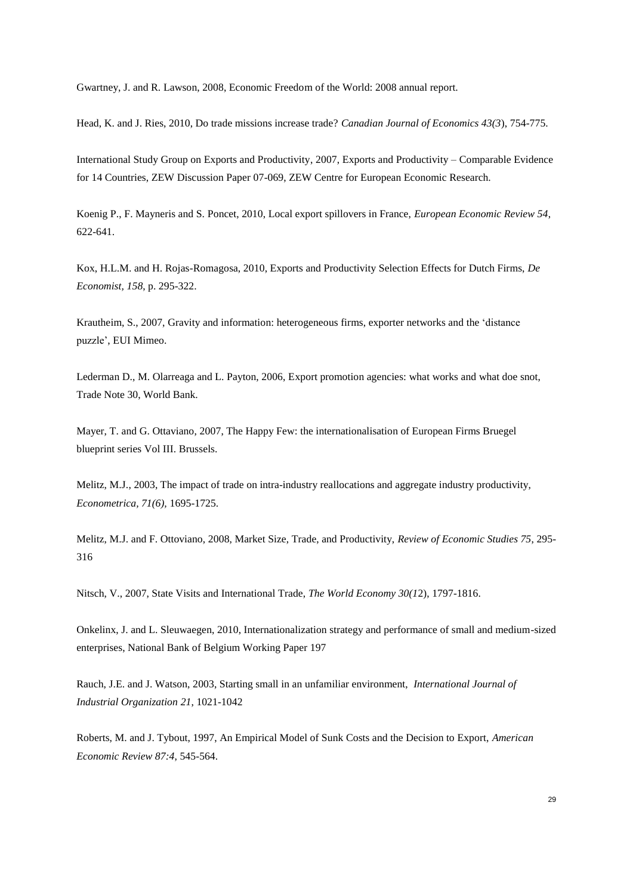Gwartney, J. and R. Lawson, 2008, Economic Freedom of the World: 2008 annual report.

Head, K. and J. Ries, 2010, Do trade missions increase trade? *Canadian Journal of Economics 43(3*), 754-775.

International Study Group on Exports and Productivity, 2007, Exports and Productivity – Comparable Evidence for 14 Countries, ZEW Discussion Paper 07-069, ZEW Centre for European Economic Research.

Koenig P., F. Mayneris and S. Poncet, 2010, Local export spillovers in France, *European Economic Review 54*, 622-641.

Kox, H.L.M. and H. Rojas-Romagosa, 2010, Exports and Productivity Selection Effects for Dutch Firms, *De Economist, 158*, p. 295-322.

Krautheim, S., 2007, Gravity and information: heterogeneous firms, exporter networks and the 'distance puzzle', EUI Mimeo.

Lederman D., M. Olarreaga and L. Payton, 2006, Export promotion agencies: what works and what doe snot, Trade Note 30, World Bank.

Mayer, T. and G. Ottaviano, 2007, The Happy Few: the internationalisation of European Firms Bruegel blueprint series Vol III. Brussels.

Melitz, M.J., 2003, The impact of trade on intra-industry reallocations and aggregate industry productivity, *Econometrica, 71(6)*, 1695-1725.

Melitz, M.J. and F. Ottoviano, 2008, Market Size, Trade, and Productivity, *Review of Economic Studies 75*, 295-316

Nitsch, V., 2007, State Visits and International Trade, *The World Economy 30(1*2), 1797-1816.

Onkelinx, J. and L. Sleuwaegen, 2010, Internationalization strategy and performance of small and medium-sized enterprises, National Bank of Belgium Working Paper 197

Rauch, J.E. and J. Watson, 2003, Starting small in an unfamiliar environment, *International Journal of Industrial Organization 21*, 1021-1042

Roberts, M. and J. Tybout, 1997, An Empirical Model of Sunk Costs and the Decision to Export, *American Economic Review 87:4*, 545-564.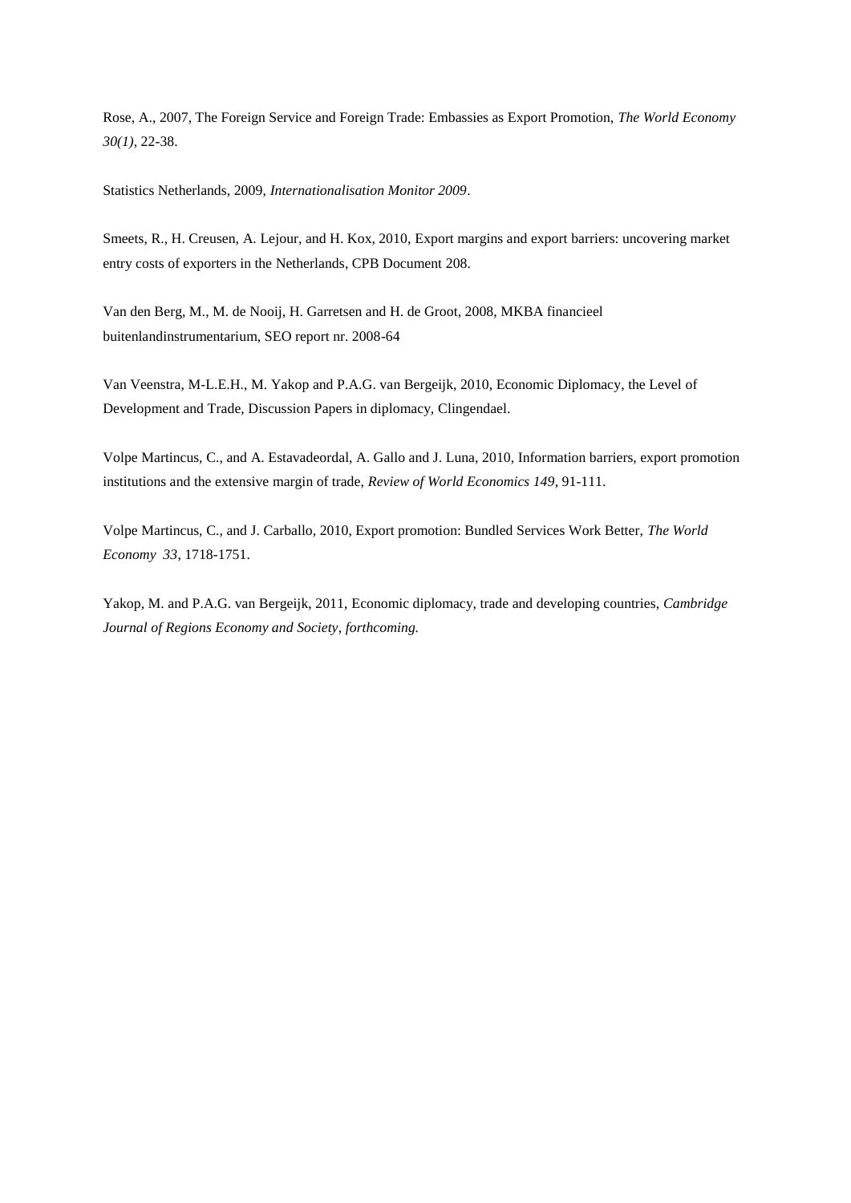Rose, A., 2007, The Foreign Service and Foreign Trade: Embassies as Export Promotion, *The World Economy 30(1)*, 22-38.

Statistics Netherlands, 2009, *Internationalisation Monitor 2009*.

Smeets, R., H. Creusen, A. Lejour, and H. Kox, 2010, Export margins and export barriers: uncovering market entry costs of exporters in the Netherlands, CPB Document 208.

Van den Berg, M., M. de Nooij, H. Garretsen and H. de Groot, 2008, MKBA financieel buitenlandinstrumentarium, SEO report nr. 2008-64

Van Veenstra, M-L.E.H., M. Yakop and P.A.G. van Bergeijk, 2010, Economic Diplomacy, the Level of Development and Trade, Discussion Papers in diplomacy, Clingendael.

Volpe Martincus, C., and A. Estavadeordal, A. Gallo and J. Luna, 2010, Information barriers, export promotion institutions and the extensive margin of trade, *Review of World Economics 149*, 91-111.

Volpe Martincus, C., and J. Carballo, 2010, Export promotion: Bundled Services Work Better, *The World Economy 33*, 1718-1751.

Yakop, M. and P.A.G. van Bergeijk, 2011, Economic diplomacy, trade and developing countries, *Cambridge Journal of Regions Economy and Society*, *forthcoming.*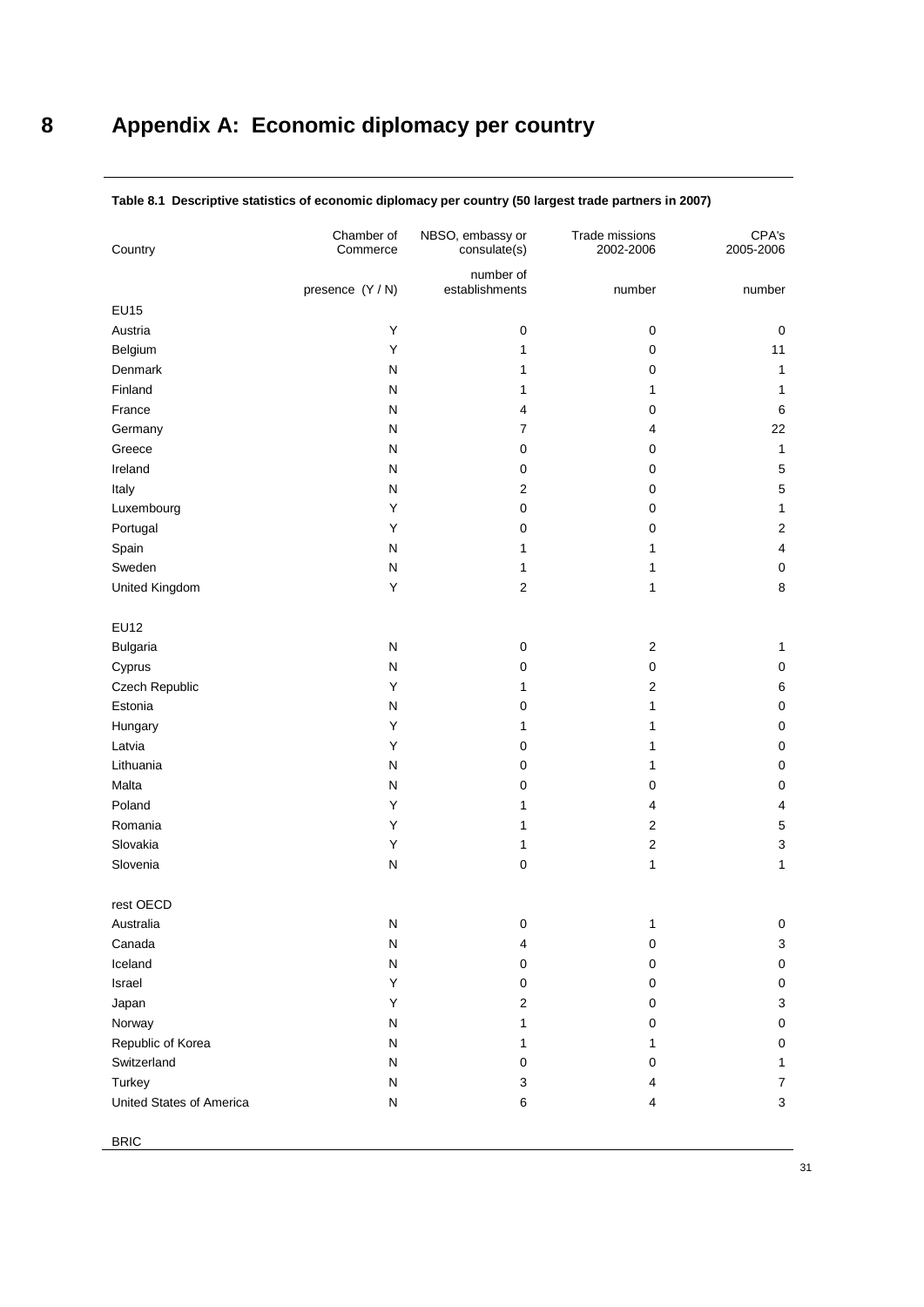# 8 Appendix A: Economic diplomacy per country

**Table 8.1 Descriptive statistics of economic diplomacy per country (50 largest trade partners in 2007)**

| Country | Chamber of Commerce | NBSO, embassy or consulate(s) | Trade missions 2002-2006 | CPA's 2005-2006 |
|---|---|---|---|---|
| | presence (Y / N) | number of establishments | number | number |
| EU15 | | | | |
| Austria | Y | 0 | 0 | 0 |
| Belgium | Y | 1 | 0 | 11 |
| Denmark | N | 1 | 0 | 1 |
| Finland | N | 1 | 1 | 1 |
| France | N | 4 | 0 | 6 |
| Germany | N | 7 | 4 | 22 |
| Greece | N | 0 | 0 | 1 |
| Ireland | N | 0 | 0 | 5 |
| Italy | N | 2 | 0 | 5 |
| Luxembourg | Y | 0 | 0 | 1 |
| Portugal | Y | 0 | 0 | 2 |
| Spain | N | 1 | 1 | 4 |
| Sweden | N | 1 | 1 | 0 |
| United Kingdom | Y | 2 | 1 | 8 |
| EU12 | | | | |
| Bulgaria | N | 0 | 2 | 1 |
| Cyprus | N | 0 | 0 | 0 |
| Czech Republic | Y | 1 | 2 | 6 |
| Estonia | N | 0 | 1 | 0 |
| Hungary | Y | 1 | 1 | 0 |
| Latvia | Y | 0 | 1 | 0 |
| Lithuania | N | 0 | 1 | 0 |
| Malta | N | 0 | 0 | 0 |
| Poland | Y | 1 | 4 | 4 |
| Romania | Y | 1 | 2 | 5 |
| Slovakia | Y | 1 | 2 | 3 |
| Slovenia | N | 0 | 1 | 1 |
| rest OECD | | | | |
| Australia | N | 0 | 1 | 0 |
| Canada | N | 4 | 0 | 3 |
| Iceland | N | 0 | 0 | 0 |
| Israel | Y | 0 | 0 | 0 |
| Japan | Y | 2 | 0 | 3 |
| Norway | N | 1 | 0 | 0 |
| Republic of Korea | N | 1 | 1 | 0 |
| Switzerland | N | 0 | 0 | 1 |
| Turkey | N | 3 | 4 | 7 |
| United States of America | N | 6 | 4 | 3 |
| BRIC | | | | |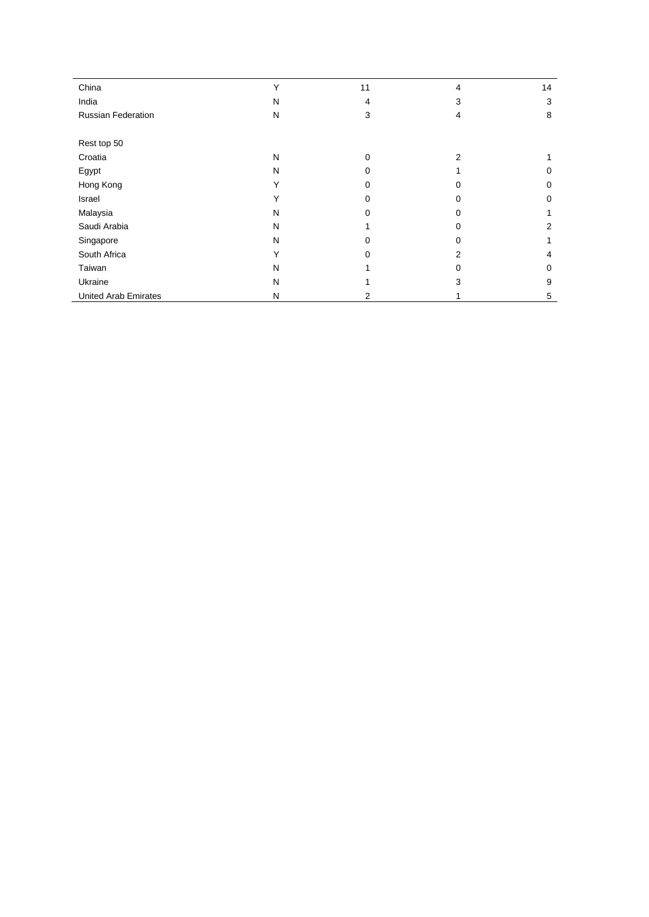| | | | | |
|---|---|---|---|---|
| China | Y | 11 | 4 | 14 |
| India | N | 4 | 3 | 3 |
| Russian Federation | N | 3 | 4 | 8 |
| | | | | |
| Rest top 50 | | | | |
| Croatia | N | 0 | 2 | 1 |
| Egypt | N | 0 | 1 | 0 |
| Hong Kong | Y | 0 | 0 | 0 |
| Israel | Y | 0 | 0 | 0 |
| Malaysia | N | 0 | 0 | 1 |
| Saudi Arabia | N | 1 | 0 | 2 |
| Singapore | N | 0 | 0 | 1 |
| South Africa | Y | 0 | 2 | 4 |
| Taiwan | N | 1 | 0 | 0 |
| Ukraine | N | 1 | 3 | 9 |
| United Arab Emirates | N | 2 | 1 | 5 |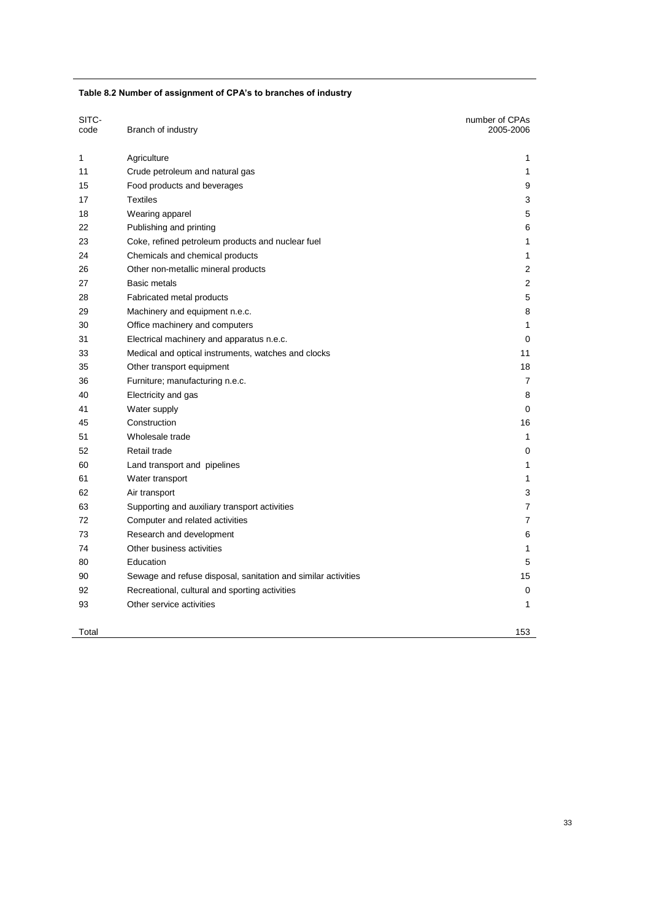**Table 8.2 Number of assignment of CPA's to branches of industry**

| SITC-code | Branch of industry | number of CPAs 2005-2006 |
|---|---|---|
| 1 | Agriculture | 1 |
| 11 | Crude petroleum and natural gas | 1 |
| 15 | Food products and beverages | 9 |
| 17 | Textiles | 3 |
| 18 | Wearing apparel | 5 |
| 22 | Publishing and printing | 6 |
| 23 | Coke, refined petroleum products and nuclear fuel | 1 |
| 24 | Chemicals and chemical products | 1 |
| 26 | Other non-metallic mineral products | 2 |
| 27 | Basic metals | 2 |
| 28 | Fabricated metal products | 5 |
| 29 | Machinery and equipment n.e.c. | 8 |
| 30 | Office machinery and computers | 1 |
| 31 | Electrical machinery and apparatus n.e.c. | 0 |
| 33 | Medical and optical instruments, watches and clocks | 11 |
| 35 | Other transport equipment | 18 |
| 36 | Furniture; manufacturing n.e.c. | 7 |
| 40 | Electricity and gas | 8 |
| 41 | Water supply | 0 |
| 45 | Construction | 16 |
| 51 | Wholesale trade | 1 |
| 52 | Retail trade | 0 |
| 60 | Land transport and pipelines | 1 |
| 61 | Water transport | 1 |
| 62 | Air transport | 3 |
| 63 | Supporting and auxiliary transport activities | 7 |
| 72 | Computer and related activities | 7 |
| 73 | Research and development | 6 |
| 74 | Other business activities | 1 |
| 80 | Education | 5 |
| 90 | Sewage and refuse disposal, sanitation and similar activities | 15 |
| 92 | Recreational, cultural and sporting activities | 0 |
| 93 | Other service activities | 1 |
| Total | | 153 |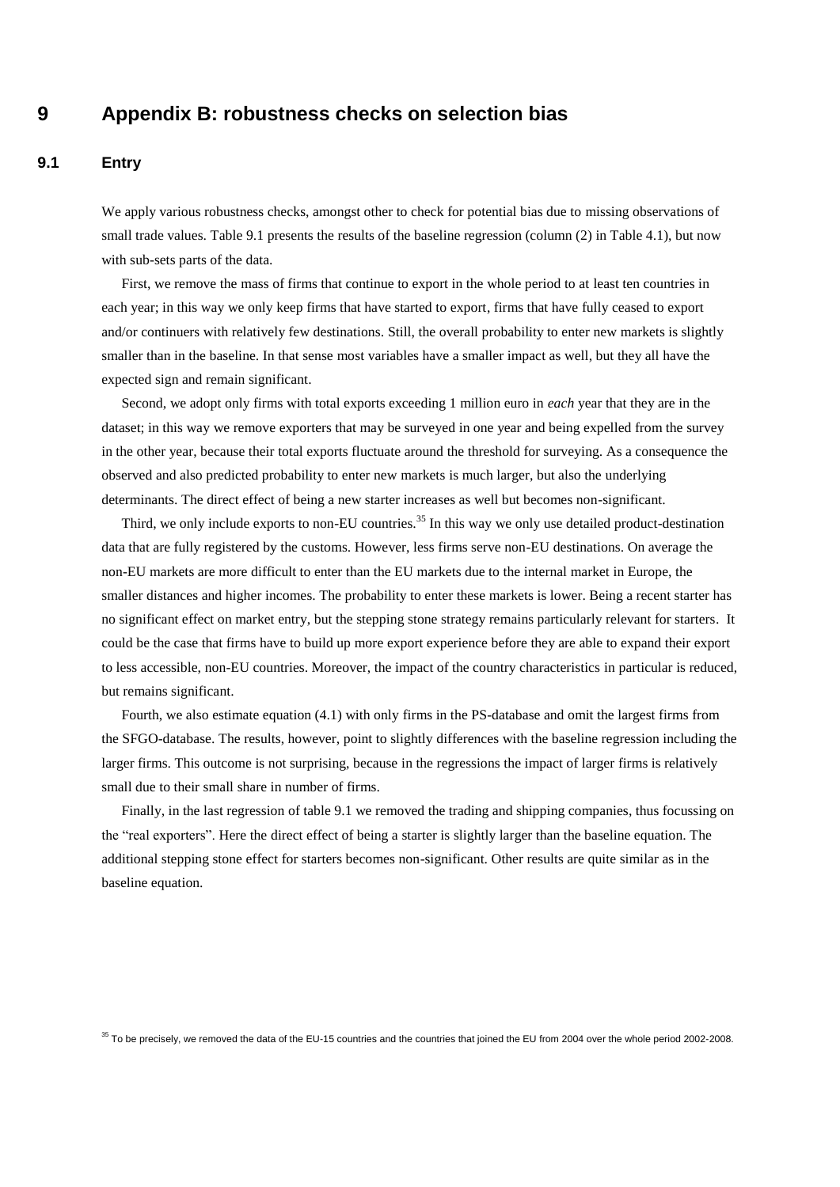# 9 Appendix B: robustness checks on selection bias

## 9.1 Entry

We apply various robustness checks, amongst other to check for potential bias due to missing observations of small trade values. Table 9.1 presents the results of the baseline regression (column (2) in Table 4.1), but now with sub-sets parts of the data.

First, we remove the mass of firms that continue to export in the whole period to at least ten countries in each year; in this way we only keep firms that have started to export, firms that have fully ceased to export and/or continuers with relatively few destinations. Still, the overall probability to enter new markets is slightly smaller than in the baseline. In that sense most variables have a smaller impact as well, but they all have the expected sign and remain significant.

Second, we adopt only firms with total exports exceeding 1 million euro in *each* year that they are in the dataset; in this way we remove exporters that may be surveyed in one year and being expelled from the survey in the other year, because their total exports fluctuate around the threshold for surveying. As a consequence the observed and also predicted probability to enter new markets is much larger, but also the underlying determinants. The direct effect of being a new starter increases as well but becomes non-significant.

Third, we only include exports to non-EU countries.[35] In this way we only use detailed product-destination data that are fully registered by the customs. However, less firms serve non-EU destinations. On average the non-EU markets are more difficult to enter than the EU markets due to the internal market in Europe, the smaller distances and higher incomes. The probability to enter these markets is lower. Being a recent starter has no significant effect on market entry, but the stepping stone strategy remains particularly relevant for starters. It could be the case that firms have to build up more export experience before they are able to expand their export to less accessible, non-EU countries. Moreover, the impact of the country characteristics in particular is reduced, but remains significant.

Fourth, we also estimate equation (4.1) with only firms in the PS-database and omit the largest firms from the SFGO-database. The results, however, point to slightly differences with the baseline regression including the larger firms. This outcome is not surprising, because in the regressions the impact of larger firms is relatively small due to their small share in number of firms.

Finally, in the last regression of table 9.1 we removed the trading and shipping companies, thus focussing on the "real exporters". Here the direct effect of being a starter is slightly larger than the baseline equation. The additional stepping stone effect for starters becomes non-significant. Other results are quite similar as in the baseline equation.

[35] To be precisely, we removed the data of the EU-15 countries and the countries that joined the EU from 2004 over the whole period 2002-2008.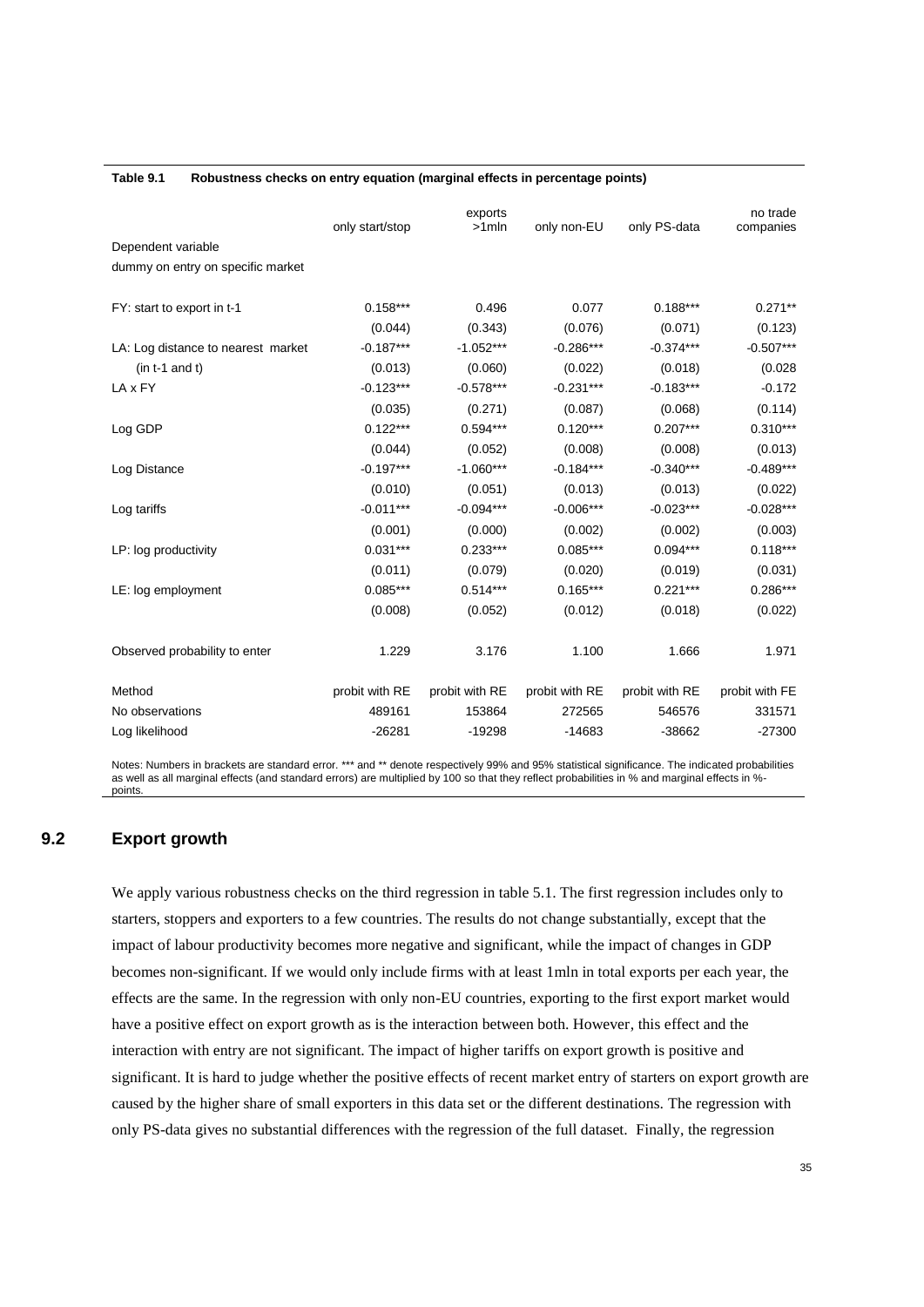**Table 9.1 Robustness checks on entry equation (marginal effects in percentage points)**

| | only start/stop | exports >1mln | only non-EU | only PS-data | no trade companies |
|---|---|---|---|---|---|
| Dependent variable | | | | | |
| dummy on entry on specific market | | | | | |
| | | | | | |
| FY: start to export in t-1 | 0.158*** | 0.496 | 0.077 | 0.188*** | 0.271** |
| | (0.044) | (0.343) | (0.076) | (0.071) | (0.123) |
| LA: Log distance to nearest market | -0.187*** | -1.052*** | -0.286*** | -0.374*** | -0.507*** |
| (in t-1 and t) | (0.013) | (0.060) | (0.022) | (0.018) | (0.028 |
| LA x FY | -0.123*** | -0.578*** | -0.231*** | -0.183*** | -0.172 |
| | (0.035) | (0.271) | (0.087) | (0.068) | (0.114) |
| Log GDP | 0.122*** | 0.594*** | 0.120*** | 0.207*** | 0.310*** |
| | (0.044) | (0.052) | (0.008) | (0.008) | (0.013) |
| Log Distance | -0.197*** | -1.060*** | -0.184*** | -0.340*** | -0.489*** |
| | (0.010) | (0.051) | (0.013) | (0.013) | (0.022) |
| Log tariffs | -0.011*** | -0.094*** | -0.006*** | -0.023*** | -0.028*** |
| | (0.001) | (0.000) | (0.002) | (0.002) | (0.003) |
| LP: log productivity | 0.031*** | 0.233*** | 0.085*** | 0.094*** | 0.118*** |
| | (0.011) | (0.079) | (0.020) | (0.019) | (0.031) |
| LE: log employment | 0.085*** | 0.514*** | 0.165*** | 0.221*** | 0.286*** |
| | (0.008) | (0.052) | (0.012) | (0.018) | (0.022) |
| | | | | | |
| Observed probability to enter | 1.229 | 3.176 | 1.100 | 1.666 | 1.971 |
| | | | | | |
| Method | probit with RE | probit with RE | probit with RE | probit with RE | probit with FE |
| No observations | 489161 | 153864 | 272565 | 546576 | 331571 |
| Log likelihood | -26281 | -19298 | -14683 | -38662 | -27300 |

Notes: Numbers in brackets are standard error. *** and ** denote respectively 99% and 95% statistical significance. The indicated probabilities as well as all marginal effects (and standard errors) are multiplied by 100 so that they reflect probabilities in % and marginal effects in %-points.

## 9.2 Export growth

We apply various robustness checks on the third regression in table 5.1. The first regression includes only to starters, stoppers and exporters to a few countries. The results do not change substantially, except that the impact of labour productivity becomes more negative and significant, while the impact of changes in GDP becomes non-significant. If we would only include firms with at least 1mln in total exports per each year, the effects are the same. In the regression with only non-EU countries, exporting to the first export market would have a positive effect on export growth as is the interaction between both. However, this effect and the interaction with entry are not significant. The impact of higher tariffs on export growth is positive and significant. It is hard to judge whether the positive effects of recent market entry of starters on export growth are caused by the higher share of small exporters in this data set or the different destinations. The regression with only PS-data gives no substantial differences with the regression of the full dataset. Finally, the regression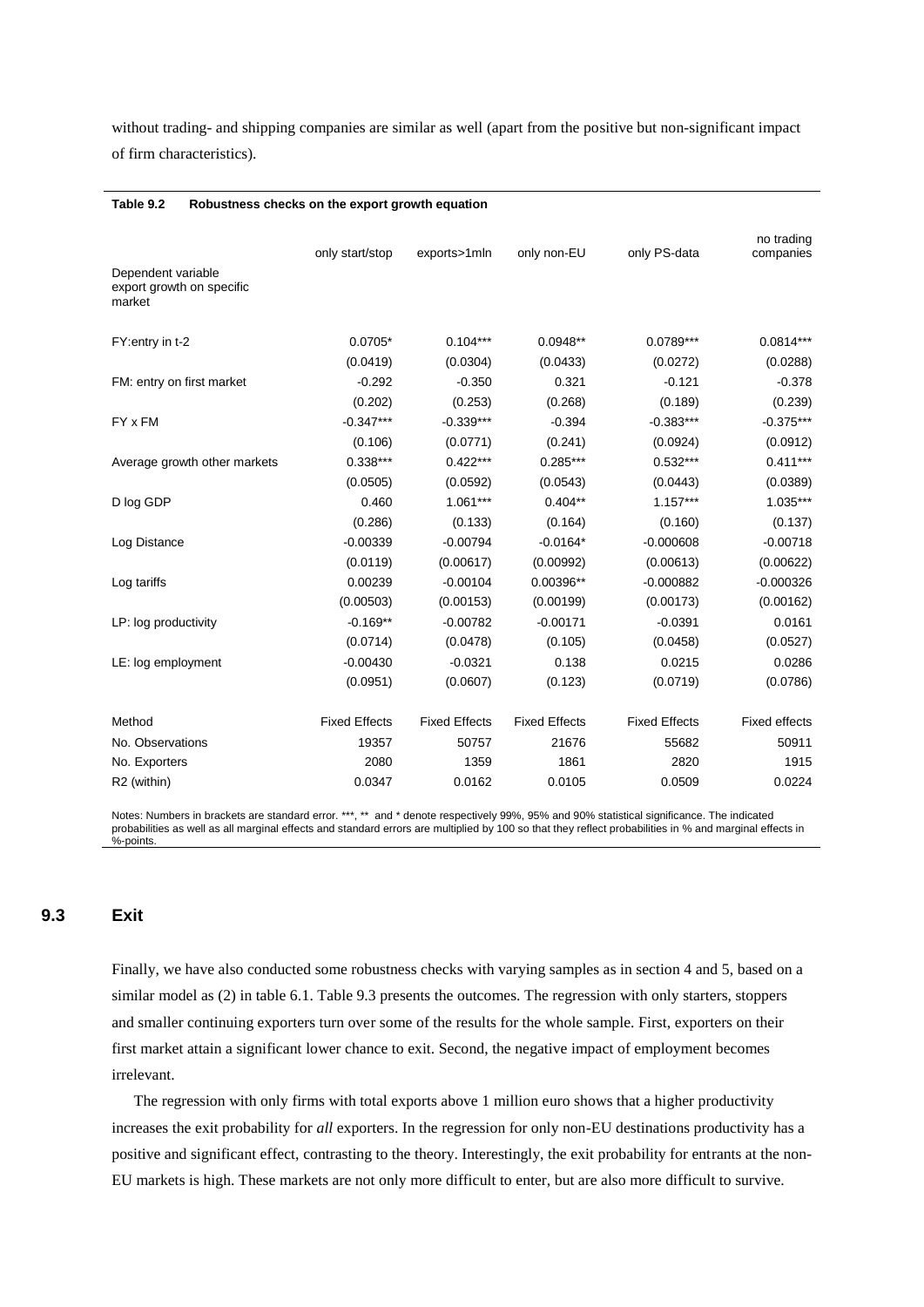without trading- and shipping companies are similar as well (apart from the positive but non-significant impact of firm characteristics).

**Table 9.2 Robustness checks on the export growth equation**

| Dependent variable export growth on specific market | only start/stop | exports>1mln | only non-EU | only PS-data | no trading companies |
|---|---|---|---|---|---|
| FY:entry in t-2 | 0.0705* | 0.104*** | 0.0948** | 0.0789*** | 0.0814*** |
| | (0.0419) | (0.0304) | (0.0433) | (0.0272) | (0.0288) |
| FM: entry on first market | -0.292 | -0.350 | 0.321 | -0.121 | -0.378 |
| | (0.202) | (0.253) | (0.268) | (0.189) | (0.239) |
| FY x FM | -0.347*** | -0.339*** | -0.394 | -0.383*** | -0.375*** |
| | (0.106) | (0.0771) | (0.241) | (0.0924) | (0.0912) |
| Average growth other markets | 0.338*** | 0.422*** | 0.285*** | 0.532*** | 0.411*** |
| | (0.0505) | (0.0592) | (0.0543) | (0.0443) | (0.0389) |
| D log GDP | 0.460 | 1.061*** | 0.404** | 1.157*** | 1.035*** |
| | (0.286) | (0.133) | (0.164) | (0.160) | (0.137) |
| Log Distance | -0.00339 | -0.00794 | -0.0164* | -0.000608 | -0.00718 |
| | (0.0119) | (0.00617) | (0.00992) | (0.00613) | (0.00622) |
| Log tariffs | 0.00239 | -0.00104 | 0.00396** | -0.000882 | -0.000326 |
| | (0.00503) | (0.00153) | (0.00199) | (0.00173) | (0.00162) |
| LP: log productivity | -0.169** | -0.00782 | -0.00171 | -0.0391 | 0.0161 |
| | (0.0714) | (0.0478) | (0.105) | (0.0458) | (0.0527) |
| LE: log employment | -0.00430 | -0.0321 | 0.138 | 0.0215 | 0.0286 |
| | (0.0951) | (0.0607) | (0.123) | (0.0719) | (0.0786) |
| Method | Fixed Effects | Fixed Effects | Fixed Effects | Fixed Effects | Fixed effects |
| No. Observations | 19357 | 50757 | 21676 | 55682 | 50911 |
| No. Exporters | 2080 | 1359 | 1861 | 2820 | 1915 |
| $R^2$ (within) | 0.0347 | 0.0162 | 0.0105 | 0.0509 | 0.0224 |

Notes: Numbers in brackets are standard error. ***, ** and * denote respectively 99%, 95% and 90% statistical significance. The indicated probabilities as well as all marginal effects and standard errors are multiplied by 100 so that they reflect probabilities in % and marginal effects in %-points.

## 9.3 Exit

Finally, we have also conducted some robustness checks with varying samples as in section 4 and 5, based on a similar model as (2) in table 6.1. Table 9.3 presents the outcomes. The regression with only starters, stoppers and smaller continuing exporters turn over some of the results for the whole sample. First, exporters on their first market attain a significant lower chance to exit. Second, the negative impact of employment becomes irrelevant.

The regression with only firms with total exports above 1 million euro shows that a higher productivity increases the exit probability for *all* exporters. In the regression for only non-EU destinations productivity has a positive and significant effect, contrasting to the theory. Interestingly, the exit probability for entrants at the non-EU markets is high. These markets are not only more difficult to enter, but are also more difficult to survive.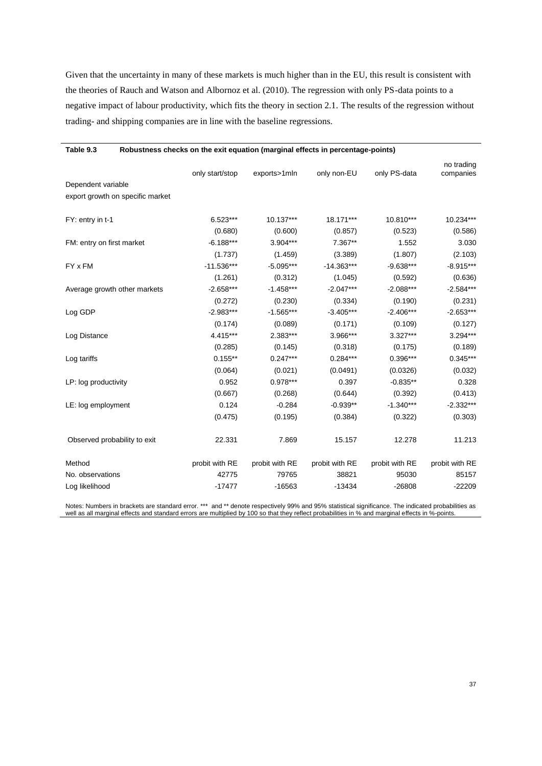Given that the uncertainty in many of these markets is much higher than in the EU, this result is consistent with the theories of Rauch and Watson and Albornoz et al. (2010). The regression with only PS-data points to a negative impact of labour productivity, which fits the theory in section 2.1. The results of the regression without trading- and shipping companies are in line with the baseline regressions.

**Table 9.3 Robustness checks on the exit equation (marginal effects in percentage-points)**

| | only start/stop | exports>1mln | only non-EU | only PS-data | no trading companies |
|---|---|---|---|---|---|
| Dependent variable | | | | | |
| export growth on specific market | | | | | |
| FY: entry in t-1 | 6.523*** | 10.137*** | 18.171*** | 10.810*** | 10.234*** |
| | (0.680) | (0.600) | (0.857) | (0.523) | (0.586) |
| FM: entry on first market | -6.188*** | 3.904*** | 7.367** | 1.552 | 3.030 |
| | (1.737) | (1.459) | (3.389) | (1.807) | (2.103) |
| FY x FM | -11.536*** | -5.095*** | -14.363*** | -9.638*** | -8.915*** |
| | (1.261) | (0.312) | (1.045) | (0.592) | (0.636) |
| Average growth other markets | -2.658*** | -1.458*** | -2.047*** | -2.088*** | -2.584*** |
| | (0.272) | (0.230) | (0.334) | (0.190) | (0.231) |
| Log GDP | -2.983*** | -1.565*** | -3.405*** | -2.406*** | -2.653*** |
| | (0.174) | (0.089) | (0.171) | (0.109) | (0.127) |
| Log Distance | 4.415*** | 2.383*** | 3.966*** | 3.327*** | 3.294*** |
| | (0.285) | (0.145) | (0.318) | (0.175) | (0.189) |
| Log tariffs | 0.155** | 0.247*** | 0.284*** | 0.396*** | 0.345*** |
| | (0.064) | (0.021) | (0.0491) | (0.0326) | (0.032) |
| LP: log productivity | 0.952 | 0.978*** | 0.397 | -0.835** | 0.328 |
| | (0.667) | (0.268) | (0.644) | (0.392) | (0.413) |
| LE: log employment | 0.124 | -0.284 | -0.939** | -1.340*** | -2.332*** |
| | (0.475) | (0.195) | (0.384) | (0.322) | (0.303) |
| Observed probability to exit | 22.331 | 7.869 | 15.157 | 12.278 | 11.213 |
| Method | probit with RE | probit with RE | probit with RE | probit with RE | probit with RE |
| No. observations | 42775 | 79765 | 38821 | 95030 | 85157 |
| Log likelihood | -17477 | -16563 | -13434 | -26808 | -22209 |

Notes: Numbers in brackets are standard error. *** and ** denote respectively 99% and 95% statistical significance. The indicated probabilities as well as all marginal effects and standard errors are multiplied by 100 so that they reflect probabilities in % and marginal effects in %-points.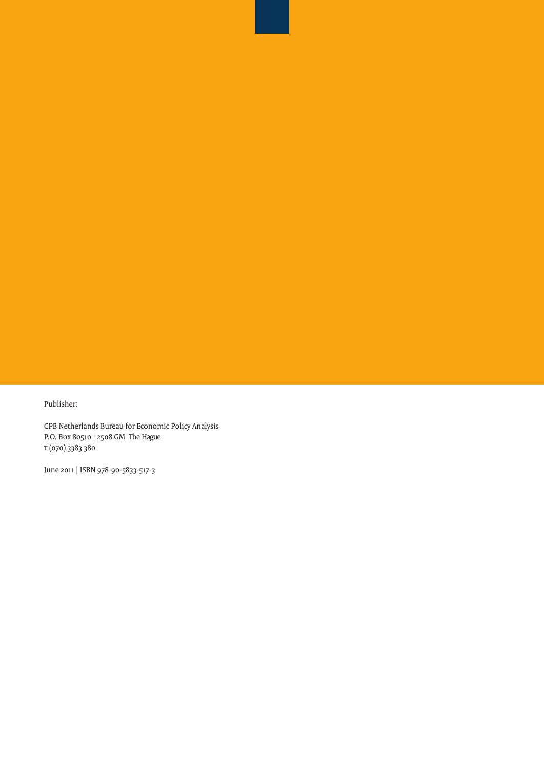Publisher:

CPB Netherlands Bureau for Economic Policy Analysis
P.O. Box 80510 | 2508 GM The Hague
T (070) 3383 380

June 2011 | ISBN 978-90-5833-517-3